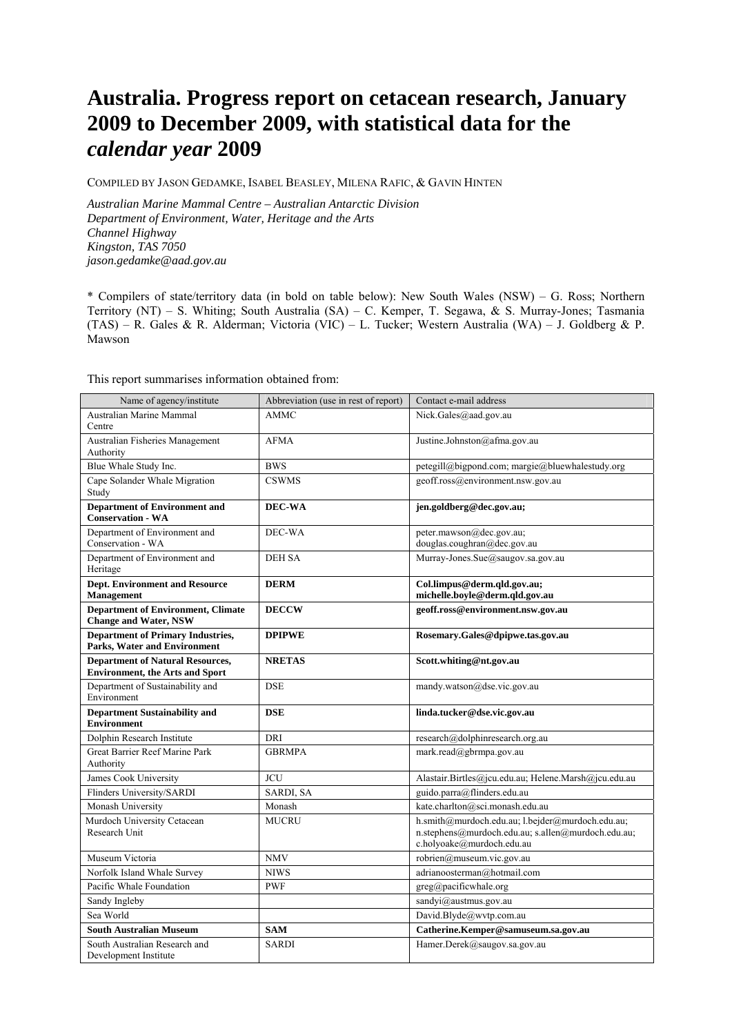# Australia. Progress report on cetacean research, January 2009 to December 2009, with statistical data for the *calendar year* 2009

COMPILED BY JASON GEDAMKE, ISABEL BEASLEY, MILENA RAFIC, & GAVIN HINTEN

*Australian Marine Mammal Centre – Australian Antarctic Division*
*Department of Environment, Water, Heritage and the Arts*
*Channel Highway*
*Kingston, TAS 7050*
*jason.gedamke@aad.gov.au*

* Compilers of state/territory data (in bold on table below): New South Wales (NSW) – G. Ross; Northern Territory (NT) – S. Whiting; South Australia (SA) – C. Kemper, T. Segawa, & S. Murray-Jones; Tasmania (TAS) – R. Gales & R. Alderman; Victoria (VIC) – L. Tucker; Western Australia (WA) – J. Goldberg & P. Mawson

This report summarises information obtained from:

| Name of agency/institute | Abbreviation (use in rest of report) | Contact e-mail address |
|---|---|---|
| Australian Marine Mammal Centre | AMMC | Nick.Gales@aad.gov.au |
| Australian Fisheries Management Authority | AFMA | Justine.Johnston@afma.gov.au |
| Blue Whale Study Inc. | BWS | petegill@bigpond.com; margie@bluewhalestudy.org |
| Cape Solander Whale Migration Study | CSWMS | geoff.ross@environment.nsw.gov.au |
| **Department of Environment and Conservation - WA** | **DEC-WA** | **jen.goldberg@dec.gov.au;** |
| Department of Environment and Conservation - WA | DEC-WA | peter.mawson@dec.gov.au; douglas.coughran@dec.gov.au |
| Department of Environment and Heritage | DEH SA | Murray-Jones.Sue@saugov.sa.gov.au |
| **Dept. Environment and Resource Management** | **DERM** | **Col.limpus@derm.qld.gov.au; michelle.boyle@derm.qld.gov.au** |
| **Department of Environment, Climate Change and Water, NSW** | **DECCW** | **geoff.ross@environment.nsw.gov.au** |
| **Department of Primary Industries, Parks, Water and Environment** | **DPIPWE** | **Rosemary.Gales@dpipwe.tas.gov.au** |
| **Department of Natural Resources, Environment, the Arts and Sport** | **NRETAS** | **Scott.whiting@nt.gov.au** |
| Department of Sustainability and Environment | DSE | mandy.watson@dse.vic.gov.au |
| **Department Sustainability and Environment** | **DSE** | **linda.tucker@dse.vic.gov.au** |
| Dolphin Research Institute | DRI | research@dolphinresearch.org.au |
| Great Barrier Reef Marine Park Authority | GBRMPA | mark.read@gbrmpa.gov.au |
| James Cook University | JCU | Alastair.Birtles@jcu.edu.au; Helene.Marsh@jcu.edu.au |
| Flinders University/SARDI | SARDI, SA | guido.parra@flinders.edu.au |
| Monash University | Monash | kate.charlton@sci.monash.edu.au |
| Murdoch University Cetacean Research Unit | MUCRU | h.smith@murdoch.edu.au; l.bejder@murdoch.edu.au; n.stephens@murdoch.edu.au; s.allen@murdoch.edu.au; c.holyoake@murdoch.edu.au |
| Museum Victoria | NMV | robrien@museum.vic.gov.au |
| Norfolk Island Whale Survey | NIWS | adrianoosterman@hotmail.com |
| Pacific Whale Foundation | PWF | greg@pacificwhale.org |
| Sandy Ingleby | | sandyi@austmus.gov.au |
| Sea World | | David.Blyde@wvtp.com.au |
| **South Australian Museum** | **SAM** | **Catherine.Kemper@samuseum.sa.gov.au** |
| South Australian Research and Development Institute | SARDI | Hamer.Derek@saugov.sa.gov.au |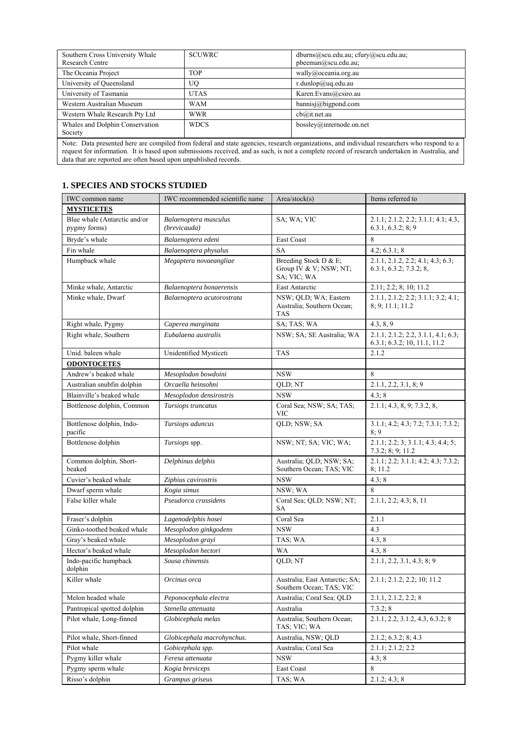| | | |
|---|---|---|
| Southern Cross University Whale Research Centre | SCUWRC | dburns@scu.edu.au; cfury@scu.edu.au; pbeeman@scu.edu.au; |
| The Oceania Project | TOP | wally@oceania.org.au |
| University of Queensland | UQ | r.dunlop@uq.edu.au |
| University of Tasmania | UTAS | Karen.Evans@csiro.au |
| Western Australian Museum | WAM | bannisj@bigpond.com |
| Western Whale Research Pty Ltd | WWR | cb@it.net.au |
| Whales and Dolphin Conservation Society | WDCS | bossley@internode.on.net |

Note: Data presented here are compiled from federal and state agencies, research organizations, and individual researchers who respond to a request for information. It is based upon submissions received, and as such, is not a complete record of research undertaken in Australia, and data that are reported are often based upon unpublished records.

## 1. SPECIES AND STOCKS STUDIED

| IWC common name | IWC recommended scientific name | Area/stock(s) | Items referred to |
|---|---|---|---|
| **MYSTICETES** | | | |
| Blue whale (Antarctic and/or pygmy forms) | *Balaenoptera musculus (brevicauda)* | SA; WA; VIC | 2.1.1; 2.1.2; 2.2; 3.1.1; 4.1; 4.3, 6.3.1, 6.3.2; 8; 9 |
| Bryde's whale | *Balaenoptera edeni* | East Coast | 8 |
| Fin whale | *Balaenoptera physalus* | SA | 4.2; 6.3.1; 8 |
| Humpback whale | *Megaptera novaeangliae* | Breeding Stock D & E; Group IV & V; NSW; NT; SA; VIC; WA | 2.1.1, 2.1.2, 2.2; 4.1; 4.3; 6.3; 6.3.1, 6.3.2; 7.3.2; 8, |
| Minke whale, Antarctic | *Balaenoptera bonaerensis* | East Antarctic | 2.11; 2.2; 8; 10; 11.2 |
| Minke whale, Dwarf | *Balaenoptera acutorostrata* | NSW; QLD; WA; Eastern Australia; Southern Ocean; TAS | 2.1.1; 2.1.2; 2.2; 3.1.1; 3.2; 4.1; 8; 9; 11.1; 11.2 |
| Right whale, Pygmy | *Caperea marginata* | SA; TAS; WA | 4.3, 8, 9 |
| Right whale, Southern | *Eubalaena australis* | NSW; SA; SE Australia; WA | 2.1.1, 2.1.2; 2.2, 3.1.1, 4.1; 6.3; 6.3.1; 6.3.2; 10, 11.1, 11.2 |
| Unid. baleen whale | Unidentified Mysticeti | TAS | 2.1.2 |
| **ODONTOCETES** | | | |
| Andrew's beaked whale | *Mesoplodon bowdoini* | NSW | 8 |
| Australian snubfin dolphin | *Orcaella heinsohni* | QLD; NT | 2.1.1, 2.2, 3.1, 8; 9 |
| Blainville's beaked whale | *Mesoplodon densirostris* | NSW | 4.3; 8 |
| Bottlenose dolphin, Common | *Tursiops truncatus* | Coral Sea; NSW; SA; TAS; VIC | 2.1.1; 4.3, 8, 9; 7.3.2, 8, |
| Bottlenose dolphin, Indo-pacific | *Tursiops aduncus* | QLD; NSW; SA | 3.1.1; 4.2; 4.3; 7.2; 7.3.1; 7.3.2; 8; 9 |
| Bottlenose dolphin | *Tursiops* spp. | NSW; NT; SA; VIC; WA; | 2.1.1; 2.2; 3; 3.1.1; 4.3; 4.4; 5; 7.3.2; 8; 9; 11.2 |
| Common dolphin, Short-beaked | *Delphinus delphis* | Australia; QLD; NSW; SA; Southern Ocean; TAS; VIC | 2.1.1; 2.2; 3.1.1; 4.2; 4.3; 7.3.2; 8; 11.2 |
| Cuvier's beaked whale | *Ziphius cavirostris* | NSW | 4.3; 8 |
| Dwarf sperm whale | *Kogia simus* | NSW; WA | 8 |
| False killer whale | *Pseudorca crassidens* | Coral Sea; QLD; NSW; NT; SA | 2.1.1, 2.2; 4.3; 8, 11 |
| Fraser's dolphin | *Lagenodelphis hosei* | Coral Sea | 2.1.1 |
| Ginko-toothed beaked whale | *Mesoplodon ginkgodens* | NSW | 4.3 |
| Gray's beaked whale | *Mesoplodon grayi* | TAS; WA | 4.3, 8 |
| Hector's beaked whale | *Mesoplodon hectori* | WA | 4.3, 8 |
| Indo-pacific humpback dolphin | *Sousa chinensis* | QLD; NT | 2.1.1, 2.2, 3.1, 4.3; 8; 9 |
| Killer whale | *Orcinus orca* | Australia; East Antarctic; SA; Southern Ocean; TAS; VIC | 2.1.1; 2.1.2; 2.2; 10; 11.2 |
| Melon headed whale | *Peponocephala electra* | Australia; Coral Sea; QLD | 2.1.1, 2.1.2, 2.2; 8 |
| Pantropical spotted dolphin | *Stenella attenuata* | Australia | 7.3.2; 8 |
| Pilot whale, Long-finned | *Globicephala melas* | Australia; Southern Ocean; TAS; VIC; WA | 2.1.1, 2.2, 3.1.2, 4.3, 6.3.2; 8 |
| Pilot whale, Short-finned | *Globicephala macrohynchus.* | Australia, NSW; QLD | 2.1.2; 6.3.2; 8; 4.3 |
| Pilot whale | *Gobicephala spp.* | Australia; Coral Sea | 2.1.1; 2.1.2; 2.2 |
| Pygmy killer whale | *Feresa attenuata* | NSW | 4.3; 8 |
| Pygmy sperm whale | *Kogia breviceps* | East Coast | 8 |
| Risso's dolphin | *Grampus griseus* | TAS; WA | 2.1.2; 4.3; 8 |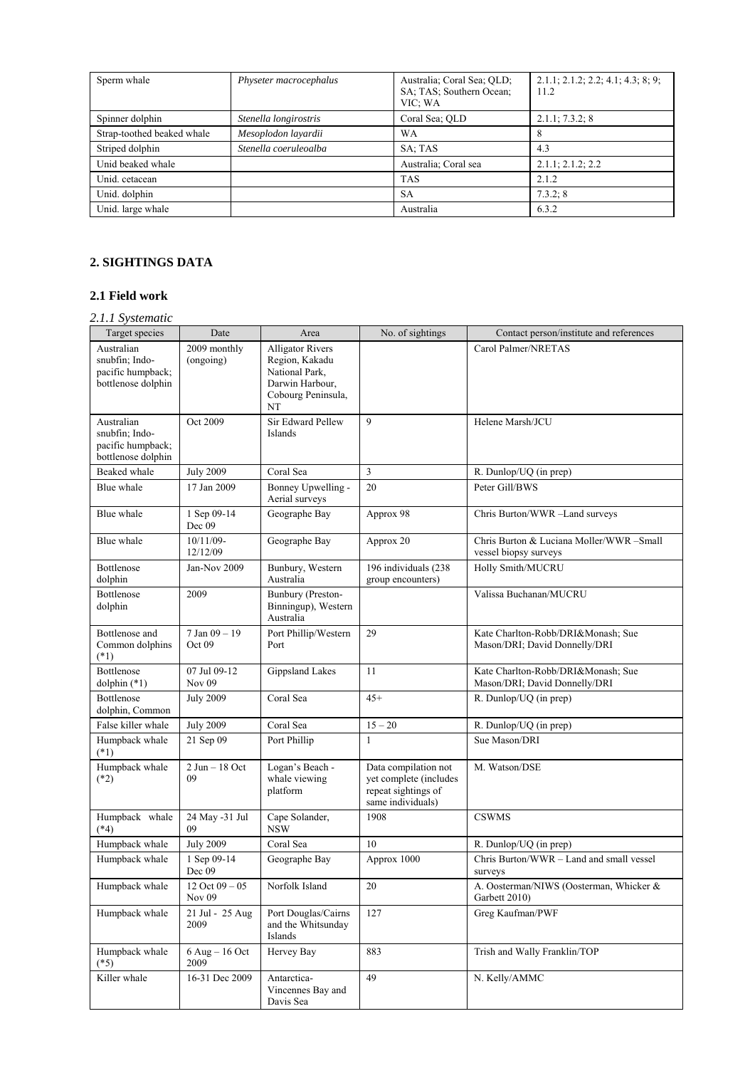| | | | |
|---|---|---|---|
| Sperm whale | *Physeter macrocephalus* | Australia; Coral Sea; QLD; SA; TAS; Southern Ocean; VIC; WA | 2.1.1; 2.1.2; 2.2; 4.1; 4.3; 8; 9; 11.2 |
| Spinner dolphin | *Stenella longirostris* | Coral Sea; QLD | 2.1.1; 7.3.2; 8 |
| Strap-toothed beaked whale | *Mesoplodon layardii* | WA | 8 |
| Striped dolphin | *Stenella coeruleoalba* | SA; TAS | 4.3 |
| Unid beaked whale | | Australia; Coral sea | 2.1.1; 2.1.2; 2.2 |
| Unid. cetacean | | TAS | 2.1.2 |
| Unid. dolphin | | SA | 7.3.2; 8 |
| Unid. large whale | | Australia | 6.3.2 |

## 2. SIGHTINGS DATA

### 2.1 Field work

*2.1.1 Systematic*

| Target species | Date | Area | No. of sightings | Contact person/institute and references |
|---|---|---|---|---|
| Australian snubfin; Indo-pacific humpback; bottlenose dolphin | 2009 monthly (ongoing) | Alligator Rivers Region, Kakadu National Park, Darwin Harbour, Cobourg Peninsula, NT | | Carol Palmer/NRETAS |
| Australian snubfin; Indo-pacific humpback; bottlenose dolphin | Oct 2009 | Sir Edward Pellew Islands | 9 | Helene Marsh/JCU |
| Beaked whale | July 2009 | Coral Sea | 3 | R. Dunlop/UQ (in prep) |
| Blue whale | 17 Jan 2009 | Bonney Upwelling - Aerial surveys | 20 | Peter Gill/BWS |
| Blue whale | 1 Sep 09-14 Dec 09 | Geographe Bay | Approx 98 | Chris Burton/WWR –Land surveys |
| Blue whale | 10/11/09-12/12/09 | Geographe Bay | Approx 20 | Chris Burton & Luciana Moller/WWR –Small vessel biopsy surveys |
| Bottlenose dolphin | Jan-Nov 2009 | Bunbury, Western Australia | 196 individuals (238 group encounters) | Holly Smith/MUCRU |
| Bottlenose dolphin | 2009 | Bunbury (Preston-Binningup), Western Australia | | Valissa Buchanan/MUCRU |
| Bottlenose and Common dolphins (*1) | 7 Jan 09 – 19 Oct 09 | Port Phillip/Western Port | 29 | Kate Charlton-Robb/DRI&Monash; Sue Mason/DRI; David Donnelly/DRI |
| Bottlenose dolphin (*1) | 07 Jul 09-12 Nov 09 | Gippsland Lakes | 11 | Kate Charlton-Robb/DRI&Monash; Sue Mason/DRI; David Donnelly/DRI |
| Bottlenose dolphin, Common | July 2009 | Coral Sea | 45+ | R. Dunlop/UQ (in prep) |
| False killer whale | July 2009 | Coral Sea | 15 – 20 | R. Dunlop/UQ (in prep) |
| Humpback whale (*1) | 21 Sep 09 | Port Phillip | 1 | Sue Mason/DRI |
| Humpback whale (*2) | 2 Jun – 18 Oct 09 | Logan's Beach - whale viewing platform | Data compilation not yet complete (includes repeat sightings of same individuals) | M. Watson/DSE |
| Humpback whale (*4) | 24 May -31 Jul 09 | Cape Solander, NSW | 1908 | CSWMS |
| Humpback whale | July 2009 | Coral Sea | 10 | R. Dunlop/UQ (in prep) |
| Humpback whale | 1 Sep 09-14 Dec 09 | Geographe Bay | Approx 1000 | Chris Burton/WWR – Land and small vessel surveys |
| Humpback whale | 12 Oct 09 – 05 Nov 09 | Norfolk Island | 20 | A. Oosterman/NIWS (Oosterman, Whicker & Garbett 2010) |
| Humpback whale | 21 Jul - 25 Aug 2009 | Port Douglas/Cairns and the Whitsunday Islands | 127 | Greg Kaufman/PWF |
| Humpback whale (*5) | 6 Aug – 16 Oct 2009 | Hervey Bay | 883 | Trish and Wally Franklin/TOP |
| Killer whale | 16-31 Dec 2009 | Antarctica-Vincennes Bay and Davis Sea | 49 | N. Kelly/AMMC |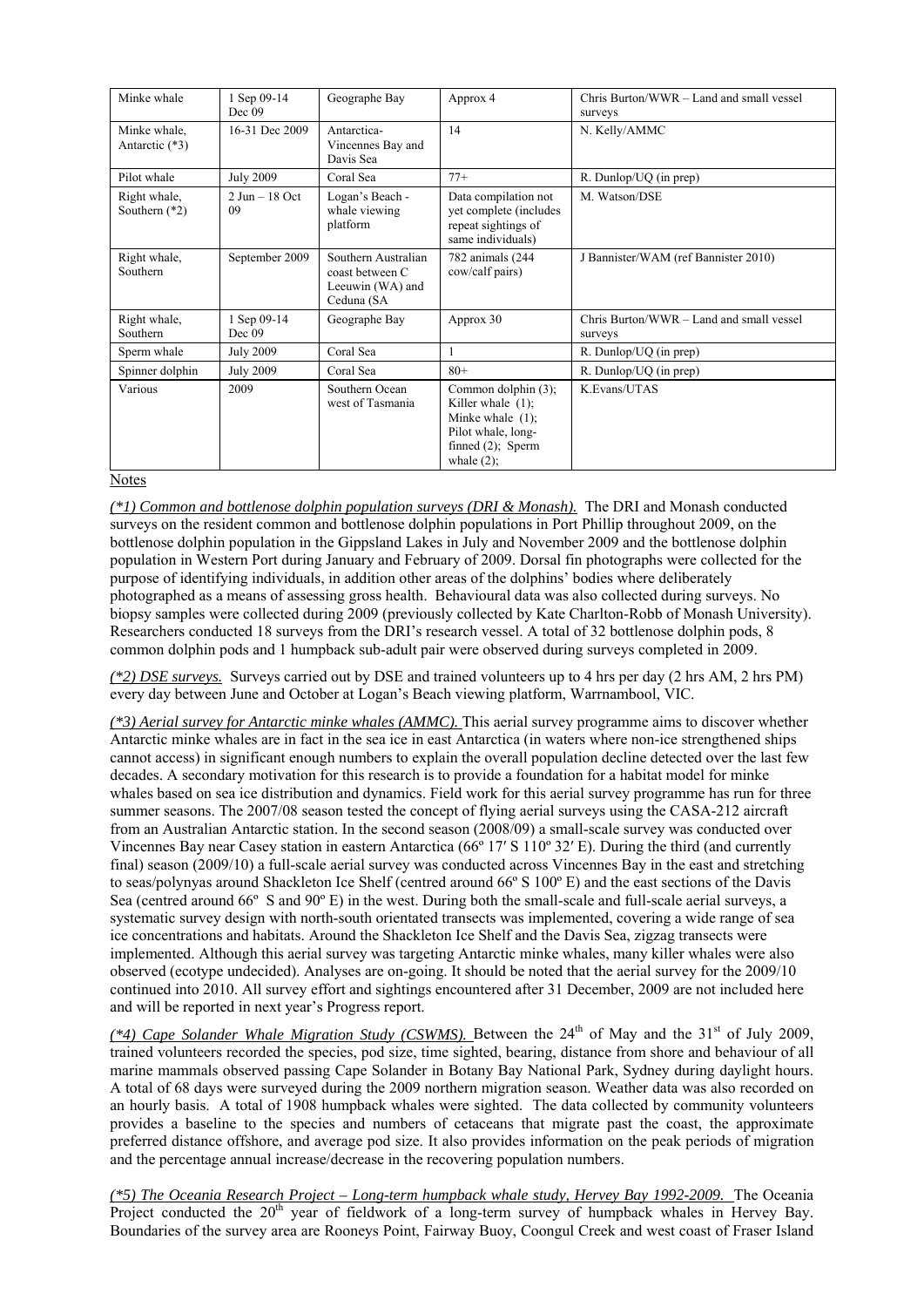| | | | | |
|---|---|---|---|---|
| Minke whale | 1 Sep 09-14 Dec 09 | Geographe Bay | Approx 4 | Chris Burton/WWR – Land and small vessel surveys |
| Minke whale, Antarctic (*3) | 16-31 Dec 2009 | Antarctica-Vincennes Bay and Davis Sea | 14 | N. Kelly/AMMC |
| Pilot whale | July 2009 | Coral Sea | 77+ | R. Dunlop/UQ (in prep) |
| Right whale, Southern (*2) | 2 Jun – 18 Oct 09 | Logan's Beach - whale viewing platform | Data compilation not yet complete (includes repeat sightings of same individuals) | M. Watson/DSE |
| Right whale, Southern | September 2009 | Southern Australian coast between C Leeuwin (WA) and Ceduna (SA | 782 animals (244 cow/calf pairs) | J Bannister/WAM (ref Bannister 2010) |
| Right whale, Southern | 1 Sep 09-14 Dec 09 | Geographe Bay | Approx 30 | Chris Burton/WWR – Land and small vessel surveys |
| Sperm whale | July 2009 | Coral Sea | 1 | R. Dunlop/UQ (in prep) |
| Spinner dolphin | July 2009 | Coral Sea | 80+ | R. Dunlop/UQ (in prep) |
| Various | 2009 | Southern Ocean west of Tasmania | Common dolphin (3); Killer whale (1); Minke whale (1); Pilot whale, long-finned (2); Sperm whale (2); | K.Evans/UTAS |

Notes

*(*1) Common and bottlenose dolphin population surveys (DRI & Monash).* The DRI and Monash conducted surveys on the resident common and bottlenose dolphin populations in Port Phillip throughout 2009, on the bottlenose dolphin population in the Gippsland Lakes in July and November 2009 and the bottlenose dolphin population in Western Port during January and February of 2009. Dorsal fin photographs were collected for the purpose of identifying individuals, in addition other areas of the dolphins' bodies where deliberately photographed as a means of assessing gross health. Behavioural data was also collected during surveys. No biopsy samples were collected during 2009 (previously collected by Kate Charlton-Robb of Monash University). Researchers conducted 18 surveys from the DRI's research vessel. A total of 32 bottlenose dolphin pods, 8 common dolphin pods and 1 humpback sub-adult pair were observed during surveys completed in 2009.

*(*2) DSE surveys.* Surveys carried out by DSE and trained volunteers up to 4 hrs per day (2 hrs AM, 2 hrs PM) every day between June and October at Logan's Beach viewing platform, Warrnambool, VIC.

*(*3) Aerial survey for Antarctic minke whales (AMMC).* This aerial survey programme aims to discover whether Antarctic minke whales are in fact in the sea ice in east Antarctica (in waters where non-ice strengthened ships cannot access) in significant enough numbers to explain the overall population decline detected over the last few decades. A secondary motivation for this research is to provide a foundation for a habitat model for minke whales based on sea ice distribution and dynamics. Field work for this aerial survey programme has run for three summer seasons. The 2007/08 season tested the concept of flying aerial surveys using the CASA-212 aircraft from an Australian Antarctic station. In the second season (2008/09) a small-scale survey was conducted over Vincennes Bay near Casey station in eastern Antarctica (66º 17′ S 110º 32′ E). During the third (and currently final) season (2009/10) a full-scale aerial survey was conducted across Vincennes Bay in the east and stretching to seas/polynyas around Shackleton Ice Shelf (centred around 66º S 100º E) and the east sections of the Davis Sea (centred around 66º S and 90º E) in the west. During both the small-scale and full-scale aerial surveys, a systematic survey design with north-south orientated transects was implemented, covering a wide range of sea ice concentrations and habitats. Around the Shackleton Ice Shelf and the Davis Sea, zigzag transects were implemented. Although this aerial survey was targeting Antarctic minke whales, many killer whales were also observed (ecotype undecided). Analyses are on-going. It should be noted that the aerial survey for the 2009/10 continued into 2010. All survey effort and sightings encountered after 31 December, 2009 are not included here and will be reported in next year's Progress report.

*(*4) Cape Solander Whale Migration Study (CSWMS).* Between the 24th of May and the 31st of July 2009, trained volunteers recorded the species, pod size, time sighted, bearing, distance from shore and behaviour of all marine mammals observed passing Cape Solander in Botany Bay National Park, Sydney during daylight hours. A total of 68 days were surveyed during the 2009 northern migration season. Weather data was also recorded on an hourly basis. A total of 1908 humpback whales were sighted. The data collected by community volunteers provides a baseline to the species and numbers of cetaceans that migrate past the coast, the approximate preferred distance offshore, and average pod size. It also provides information on the peak periods of migration and the percentage annual increase/decrease in the recovering population numbers.

*(*5) The Oceania Research Project – Long-term humpback whale study, Hervey Bay 1992-2009.* The Oceania Project conducted the 20th year of fieldwork of a long-term survey of humpback whales in Hervey Bay. Boundaries of the survey area are Rooneys Point, Fairway Buoy, Coongul Creek and west coast of Fraser Island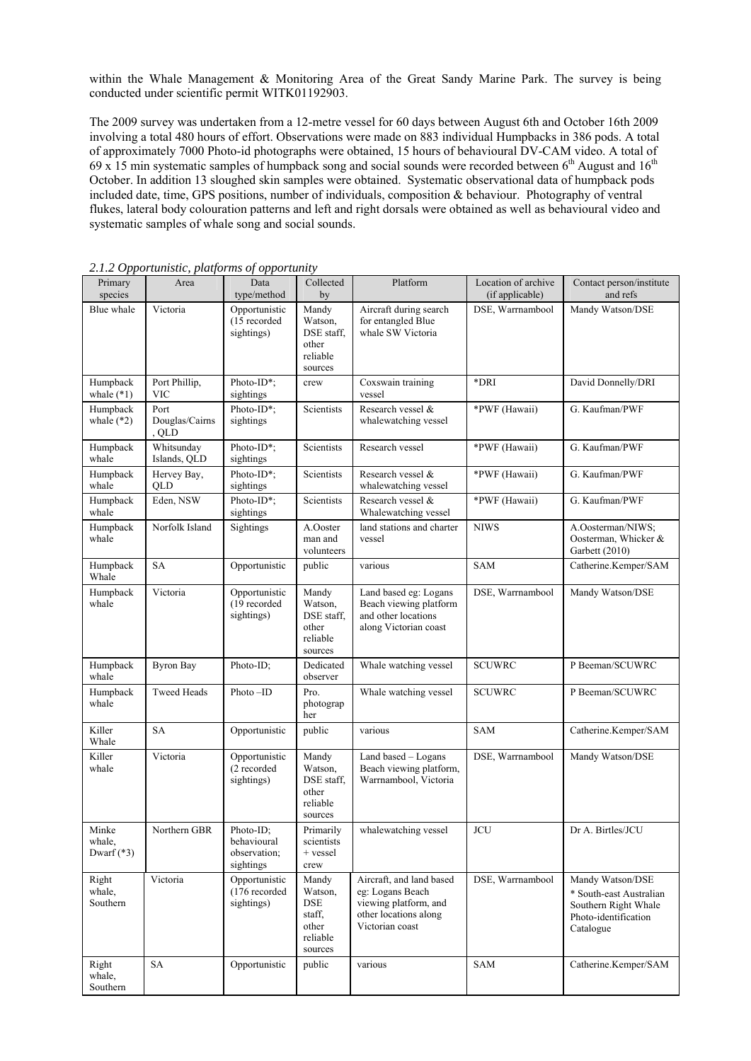within the Whale Management & Monitoring Area of the Great Sandy Marine Park. The survey is being conducted under scientific permit WITK01192903.

The 2009 survey was undertaken from a 12-metre vessel for 60 days between August 6th and October 16th 2009 involving a total 480 hours of effort. Observations were made on 883 individual Humpbacks in 386 pods. A total of approximately 7000 Photo-id photographs were obtained, 15 hours of behavioural DV-CAM video. A total of 69 x 15 min systematic samples of humpback song and social sounds were recorded between 6[th] August and 16[th] October. In addition 13 sloughed skin samples were obtained. Systematic observational data of humpback pods included date, time, GPS positions, number of individuals, composition & behaviour. Photography of ventral flukes, lateral body colouration patterns and left and right dorsals were obtained as well as behavioural video and systematic samples of whale song and social sounds.

*2.1.2 Opportunistic, platforms of opportunity*

| Primary species | Area | Data type/method | Collected by | Platform | Location of archive (if applicable) | Contact person/institute and refs |
|---|---|---|---|---|---|---|
| Blue whale | Victoria | Opportunistic (15 recorded sightings) | Mandy Watson, DSE staff, other reliable sources | Aircraft during search for entangled Blue whale SW Victoria | DSE, Warrnambool | Mandy Watson/DSE |
| Humpback whale (*1) | Port Phillip, VIC | Photo-ID*; sightings | crew | Coxswain training vessel | *DRI | David Donnelly/DRI |
| Humpback whale (*2) | Port Douglas/Cairns, QLD | Photo-ID*; sightings | Scientists | Research vessel & whalewatching vessel | *PWF (Hawaii) | G. Kaufman/PWF |
| Humpback whale | Whitsunday Islands, QLD | Photo-ID*; sightings | Scientists | Research vessel | *PWF (Hawaii) | G. Kaufman/PWF |
| Humpback whale | Hervey Bay, QLD | Photo-ID*; sightings | Scientists | Research vessel & whalewatching vessel | *PWF (Hawaii) | G. Kaufman/PWF |
| Humpback whale | Eden, NSW | Photo-ID*; sightings | Scientists | Research vessel & Whalewatching vessel | *PWF (Hawaii) | G. Kaufman/PWF |
| Humpback whale | Norfolk Island | Sightings | A.Oosterman and volunteers | land stations and charter vessel | NIWS | A.Oosterman/NIWS; Oosterman, Whicker & Garbett (2010) |
| Humpback Whale | SA | Opportunistic | public | various | SAM | Catherine.Kemper/SAM |
| Humpback whale | Victoria | Opportunistic (19 recorded sightings) | Mandy Watson, DSE staff, other reliable sources | Land based eg: Logans Beach viewing platform and other locations along Victorian coast | DSE, Warrnambool | Mandy Watson/DSE |
| Humpback whale | Byron Bay | Photo-ID; | Dedicated observer | Whale watching vessel | SCUWRC | P Beeman/SCUWRC |
| Humpback whale | Tweed Heads | Photo –ID | Pro. photographer | Whale watching vessel | SCUWRC | P Beeman/SCUWRC |
| Killer Whale | SA | Opportunistic | public | various | SAM | Catherine.Kemper/SAM |
| Killer whale | Victoria | Opportunistic (2 recorded sightings) | Mandy Watson, DSE staff, other reliable sources | Land based – Logans Beach viewing platform, Warrnambool, Victoria | DSE, Warrnambool | Mandy Watson/DSE |
| Minke whale, Dwarf (*3) | Northern GBR | Photo-ID; behavioural observation; sightings | Primarily scientists + vessel crew | whalewatching vessel | JCU | Dr A. Birtles/JCU |
| Right whale, Southern | Victoria | Opportunistic (176 recorded sightings) | Mandy Watson, DSE staff, other reliable sources | Aircraft, and land based eg: Logans Beach viewing platform, and other locations along Victorian coast | DSE, Warrnambool | Mandy Watson/DSE * South-east Australian Southern Right Whale Photo-identification Catalogue |
| Right whale, Southern | SA | Opportunistic | public | various | SAM | Catherine.Kemper/SAM |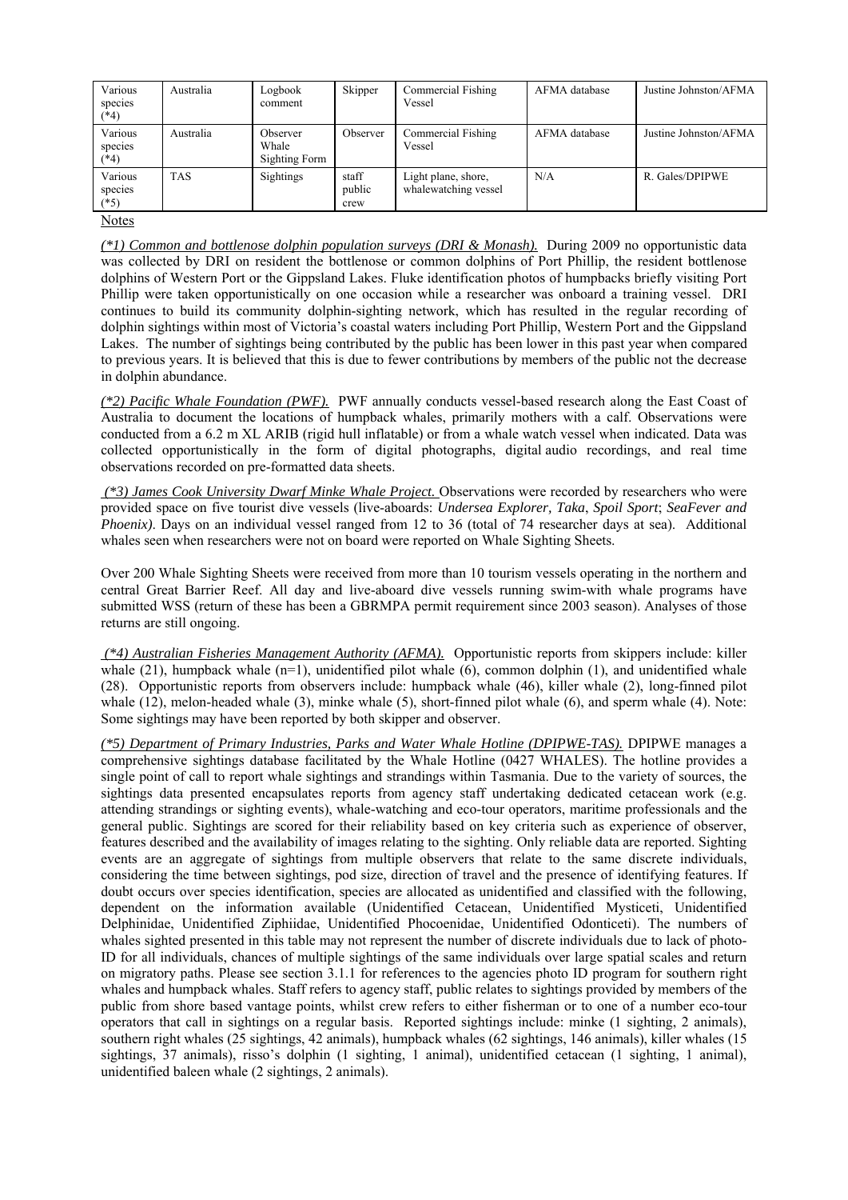| | | | | | | |
|---|---|---|---|---|---|---|
| Various species (*4) | Australia | Logbook comment | Skipper | Commercial Fishing Vessel | AFMA database | Justine Johnston/AFMA |
| Various species (*4) | Australia | Observer Whale Sighting Form | Observer | Commercial Fishing Vessel | AFMA database | Justine Johnston/AFMA |
| Various species (*5) | TAS | Sightings | staff public crew | Light plane, shore, whalewatching vessel | N/A | R. Gales/DPIPWE |

Notes

*(*1) Common and bottlenose dolphin population surveys (DRI & Monash).* During 2009 no opportunistic data was collected by DRI on resident the bottlenose or common dolphins of Port Phillip, the resident bottlenose dolphins of Western Port or the Gippsland Lakes. Fluke identification photos of humpbacks briefly visiting Port Phillip were taken opportunistically on one occasion while a researcher was onboard a training vessel. DRI continues to build its community dolphin-sighting network, which has resulted in the regular recording of dolphin sightings within most of Victoria's coastal waters including Port Phillip, Western Port and the Gippsland Lakes. The number of sightings being contributed by the public has been lower in this past year when compared to previous years. It is believed that this is due to fewer contributions by members of the public not the decrease in dolphin abundance.

*(*2) Pacific Whale Foundation (PWF).* PWF annually conducts vessel-based research along the East Coast of Australia to document the locations of humpback whales, primarily mothers with a calf. Observations were conducted from a 6.2 m XL ARIB (rigid hull inflatable) or from a whale watch vessel when indicated. Data was collected opportunistically in the form of digital photographs, digital audio recordings, and real time observations recorded on pre-formatted data sheets.

*(*3) James Cook University Dwarf Minke Whale Project.* Observations were recorded by researchers who were provided space on five tourist dive vessels (live-aboards: *Undersea Explorer*, *Taka*, *Spoil Sport*; *SeaFever and Phoenix)*. Days on an individual vessel ranged from 12 to 36 (total of 74 researcher days at sea). Additional whales seen when researchers were not on board were reported on Whale Sighting Sheets.

Over 200 Whale Sighting Sheets were received from more than 10 tourism vessels operating in the northern and central Great Barrier Reef. All day and live-aboard dive vessels running swim-with whale programs have submitted WSS (return of these has been a GBRMPA permit requirement since 2003 season). Analyses of those returns are still ongoing.

*(*4) Australian Fisheries Management Authority (AFMA).* Opportunistic reports from skippers include: killer whale (21), humpback whale (n=1), unidentified pilot whale (6), common dolphin (1), and unidentified whale (28). Opportunistic reports from observers include: humpback whale (46), killer whale (2), long-finned pilot whale (12), melon-headed whale (3), minke whale (5), short-finned pilot whale (6), and sperm whale (4). Note: Some sightings may have been reported by both skipper and observer.

*(*5) Department of Primary Industries, Parks and Water Whale Hotline (DPIPWE-TAS).* DPIPWE manages a comprehensive sightings database facilitated by the Whale Hotline (0427 WHALES). The hotline provides a single point of call to report whale sightings and strandings within Tasmania. Due to the variety of sources, the sightings data presented encapsulates reports from agency staff undertaking dedicated cetacean work (e.g. attending strandings or sighting events), whale-watching and eco-tour operators, maritime professionals and the general public. Sightings are scored for their reliability based on key criteria such as experience of observer, features described and the availability of images relating to the sighting. Only reliable data are reported. Sighting events are an aggregate of sightings from multiple observers that relate to the same discrete individuals, considering the time between sightings, pod size, direction of travel and the presence of identifying features. If doubt occurs over species identification, species are allocated as unidentified and classified with the following, dependent on the information available (Unidentified Cetacean, Unidentified Mysticeti, Unidentified Delphinidae, Unidentified Ziphiidae, Unidentified Phocoenidae, Unidentified Odonticeti). The numbers of whales sighted presented in this table may not represent the number of discrete individuals due to lack of photo-ID for all individuals, chances of multiple sightings of the same individuals over large spatial scales and return on migratory paths. Please see section 3.1.1 for references to the agencies photo ID program for southern right whales and humpback whales. Staff refers to agency staff, public relates to sightings provided by members of the public from shore based vantage points, whilst crew refers to either fisherman or to one of a number eco-tour operators that call in sightings on a regular basis. Reported sightings include: minke (1 sighting, 2 animals), southern right whales (25 sightings, 42 animals), humpback whales (62 sightings, 146 animals), killer whales (15 sightings, 37 animals), risso's dolphin (1 sighting, 1 animal), unidentified cetacean (1 sighting, 1 animal), unidentified baleen whale (2 sightings, 2 animals).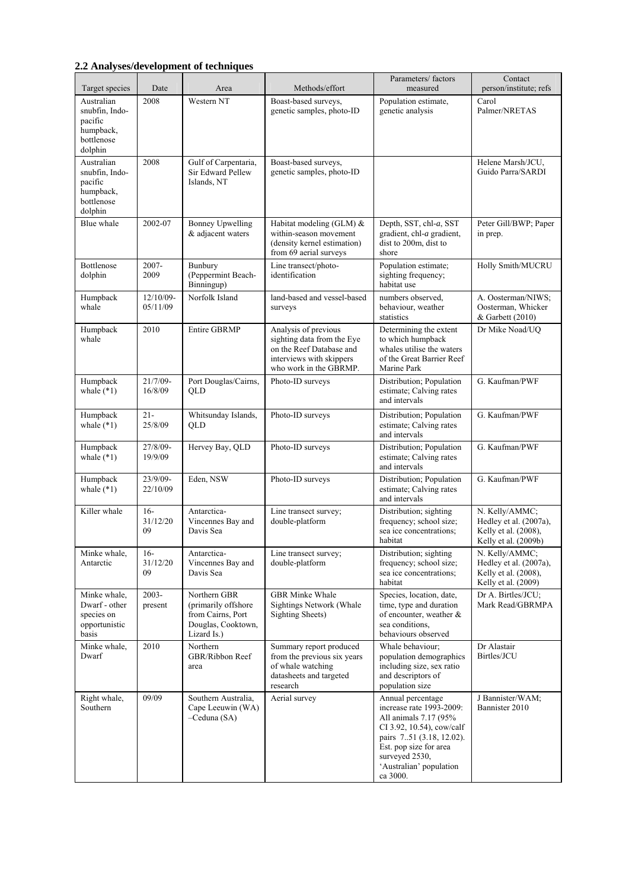## 2.2 Analyses/development of techniques

| Target species | Date | Area | Methods/effort | Parameters/ factors measured | Contact person/institute; refs |
|---|---|---|---|---|---|
| Australian snubfin, Indo-pacific humpback, bottlenose dolphin | 2008 | Western NT | Boast-based surveys, genetic samples, photo-ID | Population estimate, genetic analysis | Carol Palmer/NRETAS |
| Australian snubfin, Indo-pacific humpback, bottlenose dolphin | 2008 | Gulf of Carpentaria, Sir Edward Pellew Islands, NT | Boast-based surveys, genetic samples, photo-ID | | Helene Marsh/JCU, Guido Parra/SARDI |
| Blue whale | 2002-07 | Bonney Upwelling & adjacent waters | Habitat modeling (GLM) & within-season movement (density kernel estimation) from 69 aerial surveys | Depth, SST, chl-*a*, SST gradient, chl-*a* gradient, dist to 200m, dist to shore | Peter Gill/BWP; Paper in prep. |
| Bottlenose dolphin | 2007-2009 | Bunbury (Peppermint Beach-Binningup) | Line transect/photo-identification | Population estimate; sighting frequency; habitat use | Holly Smith/MUCRU |
| Humpback whale | 12/10/09-05/11/09 | Norfolk Island | land-based and vessel-based surveys | numbers observed, behaviour, weather statistics | A. Oosterman/NIWS; Oosterman, Whicker & Garbett (2010) |
| Humpback whale | 2010 | Entire GBRMP | Analysis of previous sighting data from the Eye on the Reef Database and interviews with skippers who work in the GBRMP. | Determining the extent to which humpback whales utilise the waters of the Great Barrier Reef Marine Park | Dr Mike Noad/UQ |
| Humpback whale (*1) | 21/7/09-16/8/09 | Port Douglas/Cairns, QLD | Photo-ID surveys | Distribution; Population estimate; Calving rates and intervals | G. Kaufman/PWF |
| Humpback whale (*1) | 21-25/8/09 | Whitsunday Islands, QLD | Photo-ID surveys | Distribution; Population estimate; Calving rates and intervals | G. Kaufman/PWF |
| Humpback whale (*1) | 27/8/09-19/9/09 | Hervey Bay, QLD | Photo-ID surveys | Distribution; Population estimate; Calving rates and intervals | G. Kaufman/PWF |
| Humpback whale (*1) | 23/9/09-22/10/09 | Eden, NSW | Photo-ID surveys | Distribution; Population estimate; Calving rates and intervals | G. Kaufman/PWF |
| Killer whale | 16-31/12/2009 | Antarctica- Vincennes Bay and Davis Sea | Line transect survey; double-platform | Distribution; sighting frequency; school size; sea ice concentrations; habitat | N. Kelly/AMMC; Hedley et al. (2007a), Kelly et al. (2008), Kelly et al. (2009b) |
| Minke whale, Antarctic | 16-31/12/2009 | Antarctica- Vincennes Bay and Davis Sea | Line transect survey; double-platform | Distribution; sighting frequency; school size; sea ice concentrations; habitat | N. Kelly/AMMC; Hedley et al. (2007a), Kelly et al. (2008), Kelly et al. (2009) |
| Minke whale, Dwarf - other species on opportunistic basis | 2003-present | Northern GBR (primarily offshore from Cairns, Port Douglas, Cooktown, Lizard Is.) | GBR Minke Whale Sightings Network (Whale Sighting Sheets) | Species, location, date, time, type and duration of encounter, weather & sea conditions, behaviours observed | Dr A. Birtles/JCU; Mark Read/GBRMPA |
| Minke whale, Dwarf | 2010 | Northern GBR/Ribbon Reef area | Summary report produced from the previous six years of whale watching datasheets and targeted research | Whale behaviour; population demographics including size, sex ratio and descriptors of population size | Dr Alastair Birtles/JCU |
| Right whale, Southern | 09/09 | Southern Australia, Cape Leeuwin (WA) –Ceduna (SA) | Aerial survey | Annual percentage increase rate 1993-2009: All animals 7.17 (95% CI 3.92, 10.54), cow/calf pairs 7..51 (3.18, 12.02). Est. pop size for area surveyed 2530, 'Australian' population ca 3000. | J Bannister/WAM; Bannister 2010 |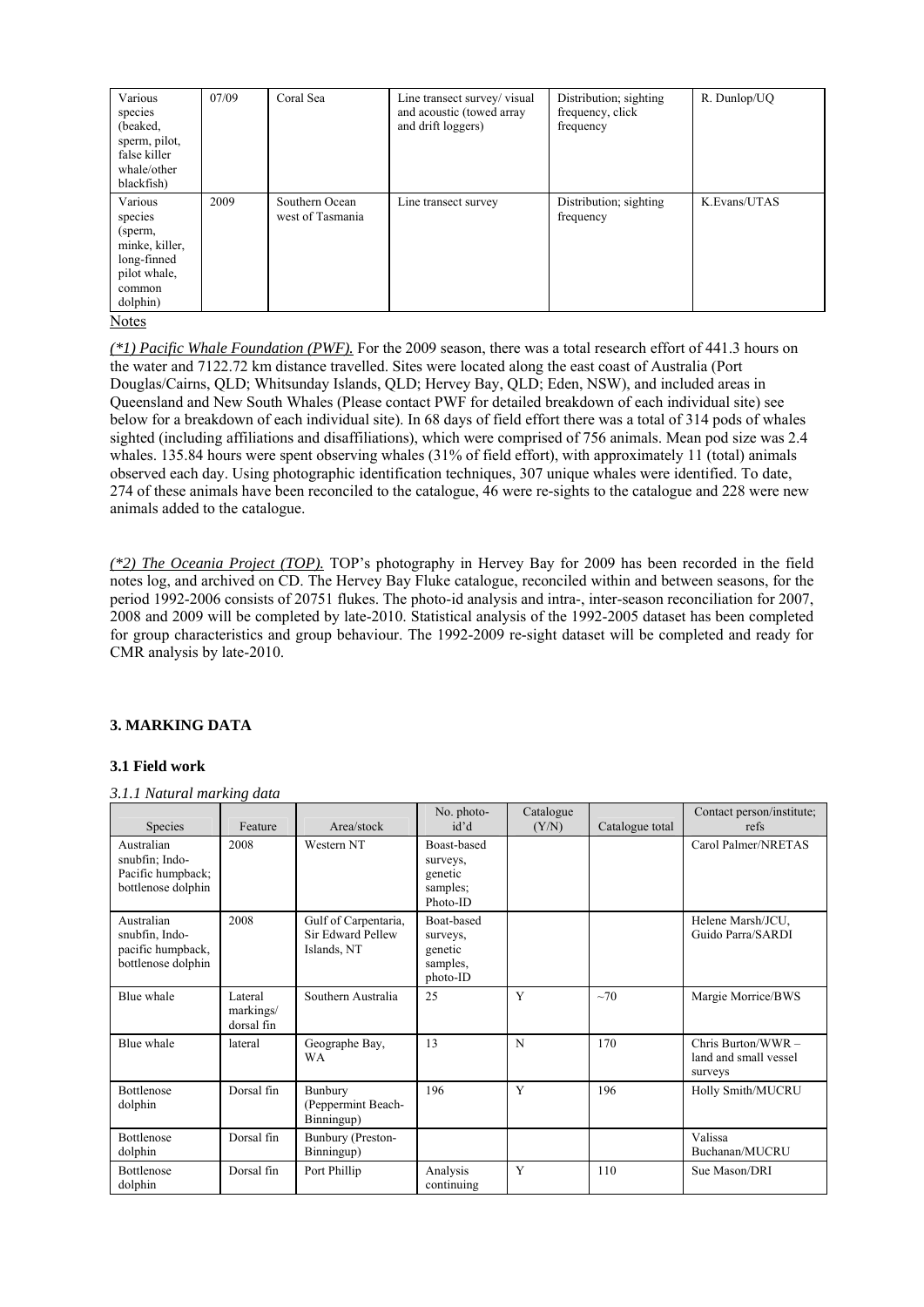| | | | | | |
|---|---|---|---|---|---|
| Various species (beaked, sperm, pilot, false killer whale/other blackfish) | 07/09 | Coral Sea | Line transect survey/ visual and acoustic (towed array and drift loggers) | Distribution; sighting frequency, click frequency | R. Dunlop/UQ |
| Various species (sperm, minke, killer, long-finned pilot whale, common dolphin) | 2009 | Southern Ocean west of Tasmania | Line transect survey | Distribution; sighting frequency | K.Evans/UTAS |

Notes

*(\*1) Pacific Whale Foundation (PWF).* For the 2009 season, there was a total research effort of 441.3 hours on the water and 7122.72 km distance travelled. Sites were located along the east coast of Australia (Port Douglas/Cairns, QLD; Whitsunday Islands, QLD; Hervey Bay, QLD; Eden, NSW), and included areas in Queensland and New South Whales (Please contact PWF for detailed breakdown of each individual site) see below for a breakdown of each individual site). In 68 days of field effort there was a total of 314 pods of whales sighted (including affiliations and disaffiliations), which were comprised of 756 animals. Mean pod size was 2.4 whales. 135.84 hours were spent observing whales (31% of field effort), with approximately 11 (total) animals observed each day. Using photographic identification techniques, 307 unique whales were identified. To date, 274 of these animals have been reconciled to the catalogue, 46 were re-sights to the catalogue and 228 were new animals added to the catalogue.

*(\*2) The Oceania Project (TOP).* TOP's photography in Hervey Bay for 2009 has been recorded in the field notes log, and archived on CD. The Hervey Bay Fluke catalogue, reconciled within and between seasons, for the period 1992-2006 consists of 20751 flukes. The photo-id analysis and intra-, inter-season reconciliation for 2007, 2008 and 2009 will be completed by late-2010. Statistical analysis of the 1992-2005 dataset has been completed for group characteristics and group behaviour. The 1992-2009 re-sight dataset will be completed and ready for CMR analysis by late-2010.

## 3. MARKING DATA

### 3.1 Field work

*3.1.1 Natural marking data*

| Species | Feature | Area/stock | No. photo-id'd | Catalogue (Y/N) | Catalogue total | Contact person/institute; refs |
|---|---|---|---|---|---|---|
| Australian snubfin; Indo-Pacific humpback; bottlenose dolphin | 2008 | Western NT | Boast-based surveys, genetic samples; Photo-ID | | | Carol Palmer/NRETAS |
| Australian snubfin, Indo-pacific humpback, bottlenose dolphin | 2008 | Gulf of Carpentaria, Sir Edward Pellew Islands, NT | Boat-based surveys, genetic samples, photo-ID | | | Helene Marsh/JCU, Guido Parra/SARDI |
| Blue whale | Lateral markings/ dorsal fin | Southern Australia | 25 | Y | ~70 | Margie Morrice/BWS |
| Blue whale | lateral | Geographe Bay, WA | 13 | N | 170 | Chris Burton/WWR – land and small vessel surveys |
| Bottlenose dolphin | Dorsal fin | Bunbury (Peppermint Beach-Binningup) | 196 | Y | 196 | Holly Smith/MUCRU |
| Bottlenose dolphin | Dorsal fin | Bunbury (Preston-Binningup) | | | | Valissa Buchanan/MUCRU |
| Bottlenose dolphin | Dorsal fin | Port Phillip | Analysis continuing | Y | 110 | Sue Mason/DRI |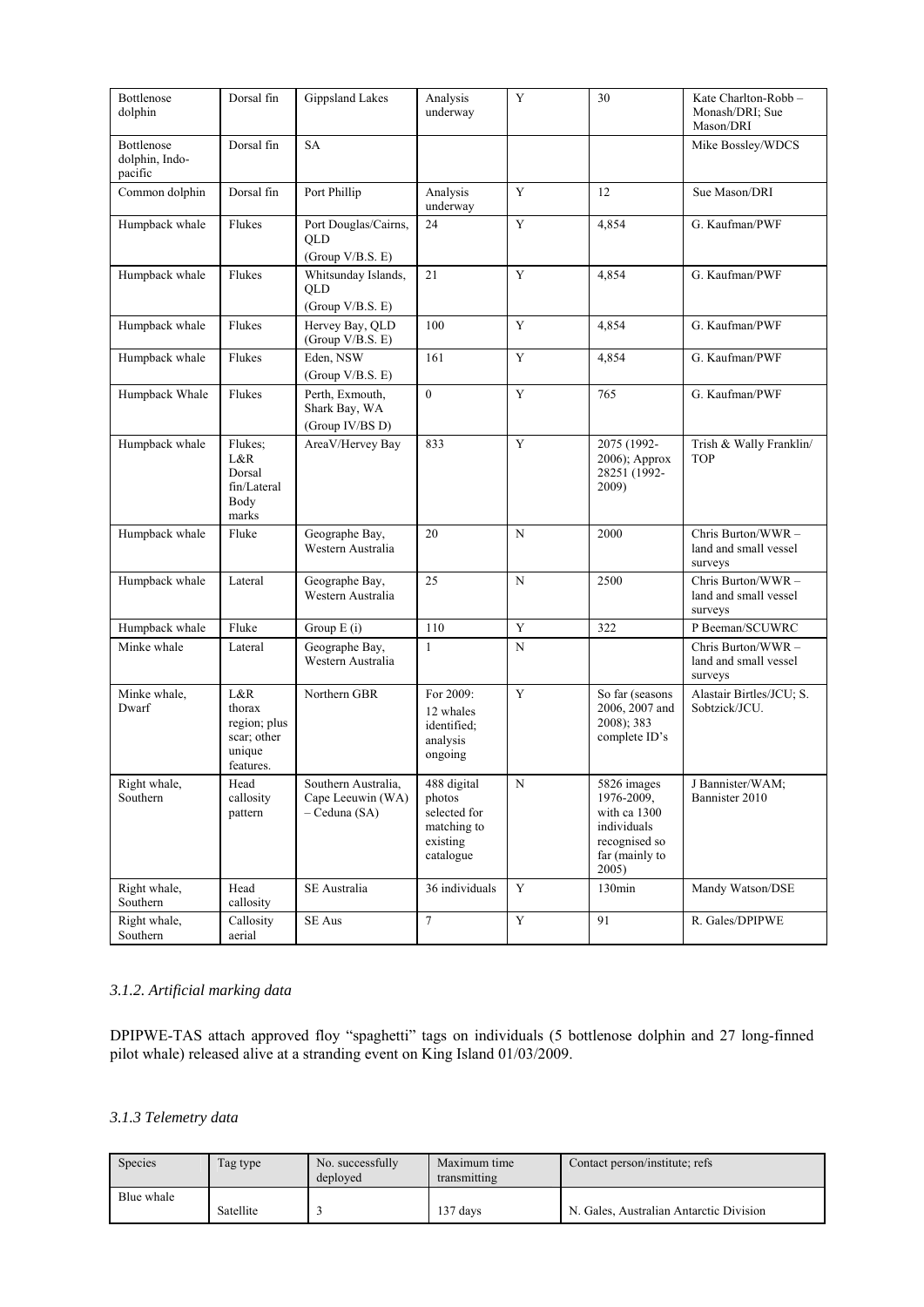| | | | | | | |
|---|---|---|---|---|---|---|
| Bottlenose dolphin | Dorsal fin | Gippsland Lakes | Analysis underway | Y | 30 | Kate Charlton-Robb – Monash/DRI; Sue Mason/DRI |
| Bottlenose dolphin, Indo-pacific | Dorsal fin | SA | | | | Mike Bossley/WDCS |
| Common dolphin | Dorsal fin | Port Phillip | Analysis underway | Y | 12 | Sue Mason/DRI |
| Humpback whale | Flukes | Port Douglas/Cairns, QLD (Group V/B.S. E) | 24 | Y | 4,854 | G. Kaufman/PWF |
| Humpback whale | Flukes | Whitsunday Islands, QLD (Group V/B.S. E) | 21 | Y | 4,854 | G. Kaufman/PWF |
| Humpback whale | Flukes | Hervey Bay, QLD (Group V/B.S. E) | 100 | Y | 4,854 | G. Kaufman/PWF |
| Humpback whale | Flukes | Eden, NSW (Group V/B.S. E) | 161 | Y | 4,854 | G. Kaufman/PWF |
| Humpback Whale | Flukes | Perth, Exmouth, Shark Bay, WA (Group IV/BS D) | 0 | Y | 765 | G. Kaufman/PWF |
| Humpback whale | Flukes; L&R Dorsal fin/Lateral Body marks | AreaV/Hervey Bay | 833 | Y | 2075 (1992-2006); Approx 28251 (1992-2009) | Trish & Wally Franklin/ TOP |
| Humpback whale | Fluke | Geographe Bay, Western Australia | 20 | N | 2000 | Chris Burton/WWR – land and small vessel surveys |
| Humpback whale | Lateral | Geographe Bay, Western Australia | 25 | N | 2500 | Chris Burton/WWR – land and small vessel surveys |
| Humpback whale | Fluke | Group E (i) | 110 | Y | 322 | P Beeman/SCUWRC |
| Minke whale | Lateral | Geographe Bay, Western Australia | 1 | N | | Chris Burton/WWR – land and small vessel surveys |
| Minke whale, Dwarf | L&R thorax region; plus scar; other unique features. | Northern GBR | For 2009: 12 whales identified; analysis ongoing | Y | So far (seasons 2006, 2007 and 2008); 383 complete ID's | Alastair Birtles/JCU; S. Sobtzick/JCU. |
| Right whale, Southern | Head callosity pattern | Southern Australia, Cape Leeuwin (WA) – Ceduna (SA) | 488 digital photos selected for matching to existing catalogue | N | 5826 images 1976-2009, with ca 1300 individuals recognised so far (mainly to 2005) | J Bannister/WAM; Bannister 2010 |
| Right whale, Southern | Head callosity | SE Australia | 36 individuals | Y | 130min | Mandy Watson/DSE |
| Right whale, Southern | Callosity aerial | SE Aus | 7 | Y | 91 | R. Gales/DPIPWE |

### *3.1.2. Artificial marking data*

DPIPWE-TAS attach approved floy "spaghetti" tags on individuals (5 bottlenose dolphin and 27 long-finned pilot whale) released alive at a stranding event on King Island 01/03/2009.

### *3.1.3 Telemetry data*

| Species | Tag type | No. successfully deployed | Maximum time transmitting | Contact person/institute; refs |
|---|---|---|---|---|
| Blue whale | Satellite | 3 | 137 days | N. Gales, Australian Antarctic Division |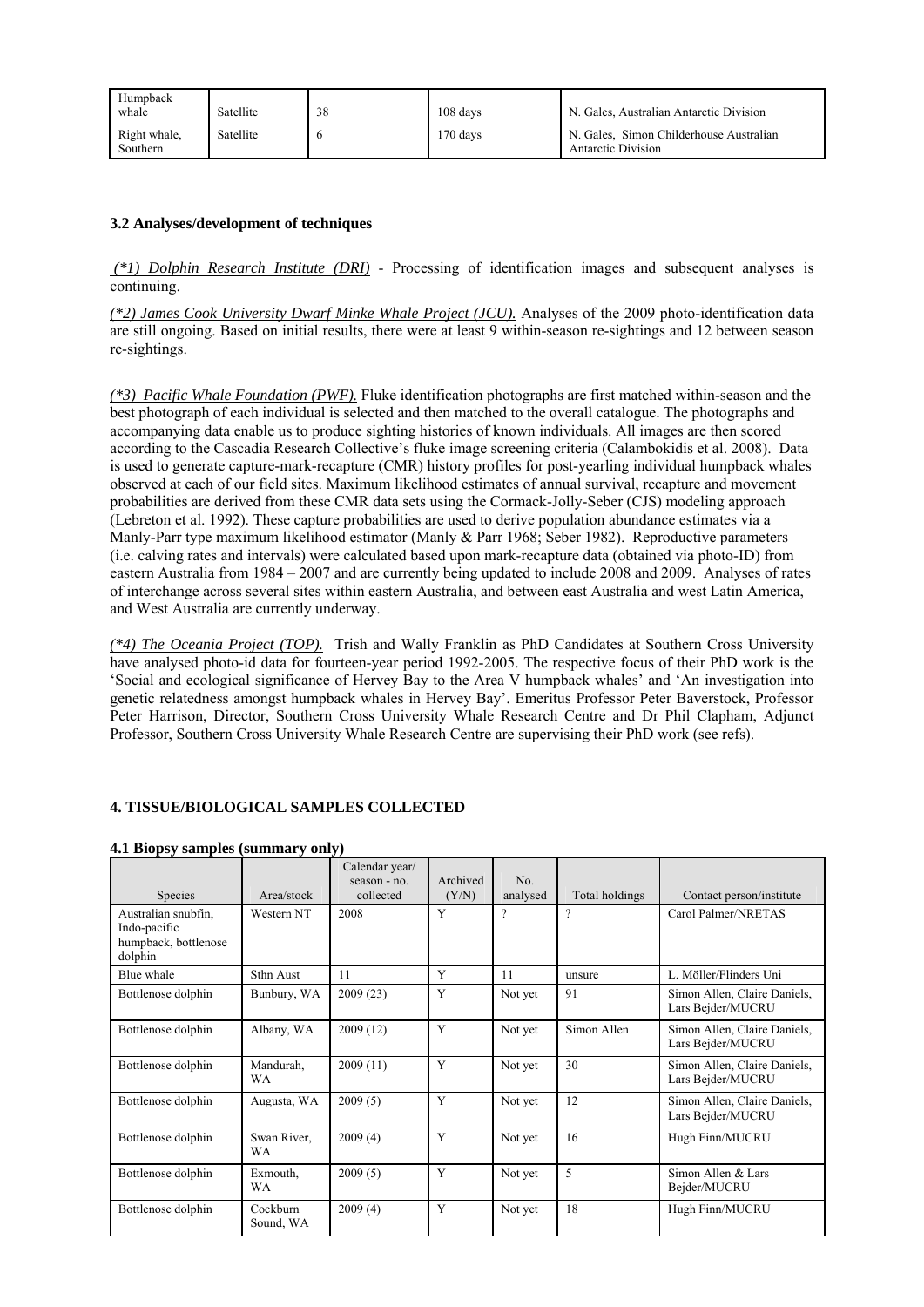| | | | | |
|---|---|---|---|---|
| Humpback whale | Satellite | 38 | 108 days | N. Gales, Australian Antarctic Division |
| Right whale, Southern | Satellite | 6 | 170 days | N. Gales, Simon Childerhouse Australian Antarctic Division |

### 3.2 Analyses/development of techniques

*(\*1) Dolphin Research Institute (DRI)* - Processing of identification images and subsequent analyses is continuing.

*(\*2) James Cook University Dwarf Minke Whale Project (JCU).* Analyses of the 2009 photo-identification data are still ongoing. Based on initial results, there were at least 9 within-season re-sightings and 12 between season re-sightings.

*(\*3) Pacific Whale Foundation (PWF).* Fluke identification photographs are first matched within-season and the best photograph of each individual is selected and then matched to the overall catalogue. The photographs and accompanying data enable us to produce sighting histories of known individuals. All images are then scored according to the Cascadia Research Collective's fluke image screening criteria (Calambokidis et al. 2008). Data is used to generate capture-mark-recapture (CMR) history profiles for post-yearling individual humpback whales observed at each of our field sites. Maximum likelihood estimates of annual survival, recapture and movement probabilities are derived from these CMR data sets using the Cormack-Jolly-Seber (CJS) modeling approach (Lebreton et al. 1992). These capture probabilities are used to derive population abundance estimates via a Manly-Parr type maximum likelihood estimator (Manly & Parr 1968; Seber 1982). Reproductive parameters (i.e. calving rates and intervals) were calculated based upon mark-recapture data (obtained via photo-ID) from eastern Australia from 1984 – 2007 and are currently being updated to include 2008 and 2009. Analyses of rates of interchange across several sites within eastern Australia, and between east Australia and west Latin America, and West Australia are currently underway.

*(\*4) The Oceania Project (TOP).* Trish and Wally Franklin as PhD Candidates at Southern Cross University have analysed photo-id data for fourteen-year period 1992-2005. The respective focus of their PhD work is the 'Social and ecological significance of Hervey Bay to the Area V humpback whales' and 'An investigation into genetic relatedness amongst humpback whales in Hervey Bay'. Emeritus Professor Peter Baverstock, Professor Peter Harrison, Director, Southern Cross University Whale Research Centre and Dr Phil Clapham, Adjunct Professor, Southern Cross University Whale Research Centre are supervising their PhD work (see refs).

## 4. TISSUE/BIOLOGICAL SAMPLES COLLECTED

### 4.1 Biopsy samples (summary only)

| Species | Area/stock | Calendar year/ season - no. collected | Archived (Y/N) | No. analysed | Total holdings | Contact person/institute |
|---|---|---|---|---|---|---|
| Australian snubfin, Indo-pacific humpback, bottlenose dolphin | Western NT | 2008 | Y | ? | ? | Carol Palmer/NRETAS |
| Blue whale | Sthn Aust | 11 | Y | 11 | unsure | L. Möller/Flinders Uni |
| Bottlenose dolphin | Bunbury, WA | 2009 (23) | Y | Not yet | 91 | Simon Allen, Claire Daniels, Lars Bejder/MUCRU |
| Bottlenose dolphin | Albany, WA | 2009 (12) | Y | Not yet | Simon Allen | Simon Allen, Claire Daniels, Lars Bejder/MUCRU |
| Bottlenose dolphin | Mandurah, WA | 2009 (11) | Y | Not yet | 30 | Simon Allen, Claire Daniels, Lars Bejder/MUCRU |
| Bottlenose dolphin | Augusta, WA | 2009 (5) | Y | Not yet | 12 | Simon Allen, Claire Daniels, Lars Bejder/MUCRU |
| Bottlenose dolphin | Swan River, WA | 2009 (4) | Y | Not yet | 16 | Hugh Finn/MUCRU |
| Bottlenose dolphin | Exmouth, WA | 2009 (5) | Y | Not yet | 5 | Simon Allen & Lars Bejder/MUCRU |
| Bottlenose dolphin | Cockburn Sound, WA | 2009 (4) | Y | Not yet | 18 | Hugh Finn/MUCRU |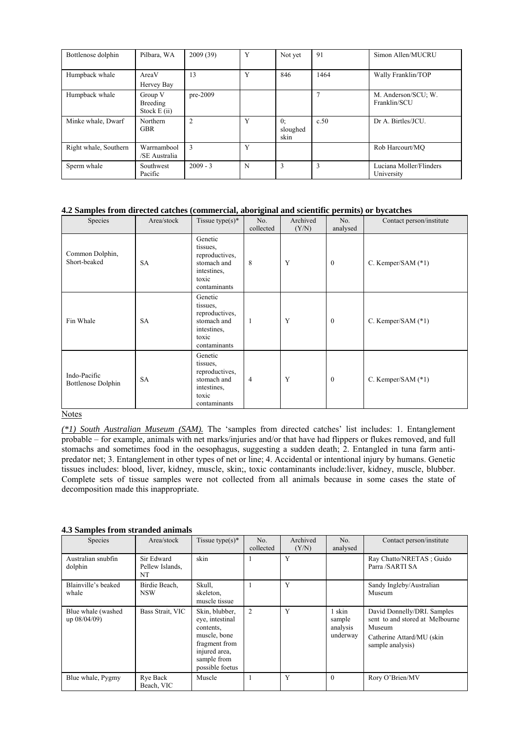| | | | | | | |
|---|---|---|---|---|---|---|
| Bottlenose dolphin | Pilbara, WA | 2009 (39) | Y | Not yet | 91 | Simon Allen/MUCRU |
| Humpback whale | AreaV Hervey Bay | 13 | Y | 846 | 1464 | Wally Franklin/TOP |
| Humpback whale | Group V Breeding Stock E (ii) | pre-2009 | | | 7 | M. Anderson/SCU; W. Franklin/SCU |
| Minke whale, Dwarf | Northern GBR | 2 | Y | 0; sloughed skin | c.50 | Dr A. Birtles/JCU. |
| Right whale, Southern | Warrnambool /SE Australia | 3 | Y | | | Rob Harcourt/MQ |
| Sperm whale | Southwest Pacific | 2009 - 3 | N | 3 | 3 | Luciana Moller/Flinders University |

### 4.2 Samples from directed catches (commercial, aboriginal and scientific permits) or bycatches

| Species | Area/stock | Tissue type(s)* | No. collected | Archived (Y/N) | No. analysed | Contact person/institute |
|---|---|---|---|---|---|---|
| Common Dolphin, Short-beaked | SA | Genetic tissues, reproductives, stomach and intestines, toxic contaminants | 8 | Y | 0 | C. Kemper/SAM (*1) |
| Fin Whale | SA | Genetic tissues, reproductives, stomach and intestines, toxic contaminants | 1 | Y | 0 | C. Kemper/SAM (*1) |
| Indo-Pacific Bottlenose Dolphin | SA | Genetic tissues, reproductives, stomach and intestines, toxic contaminants | 4 | Y | 0 | C. Kemper/SAM (*1) |

Notes

*(*1) South Australian Museum (SAM).* The 'samples from directed catches' list includes: 1. Entanglement probable – for example, animals with net marks/injuries and/or that have had flippers or flukes removed, and full stomachs and sometimes food in the oesophagus, suggesting a sudden death; 2. Entangled in tuna farm anti-predator net; 3. Entanglement in other types of net or line; 4. Accidental or intentional injury by humans. Genetic tissues includes: blood, liver, kidney, muscle, skin;, toxic contaminants include:liver, kidney, muscle, blubber. Complete sets of tissue samples were not collected from all animals because in some cases the state of decomposition made this inappropriate.

### 4.3 Samples from stranded animals

| Species | Area/stock | Tissue type(s)* | No. collected | Archived (Y/N) | No. analysed | Contact person/institute |
|---|---|---|---|---|---|---|
| Australian snubfin dolphin | Sir Edward Pellew Islands, NT | skin | 1 | Y | | Ray Chatto/NRETAS ; Guido Parra /SARTI SA |
| Blainville's beaked whale | Birdie Beach, NSW | Skull, skeleton, muscle tissue | 1 | Y | | Sandy Ingleby/Australian Museum |
| Blue whale (washed up 08/04/09) | Bass Strait, VIC | Skin, blubber, eye, intestinal contents, muscle, bone fragment from injured area, sample from possible foetus | 2 | Y | 1 skin sample analysis underway | David Donnelly/DRI. Samples sent to and stored at Melbourne Museum Catherine Attard/MU (skin sample analysis) |
| Blue whale, Pygmy | Rye Back Beach, VIC | Muscle | 1 | Y | 0 | Rory O'Brien/MV |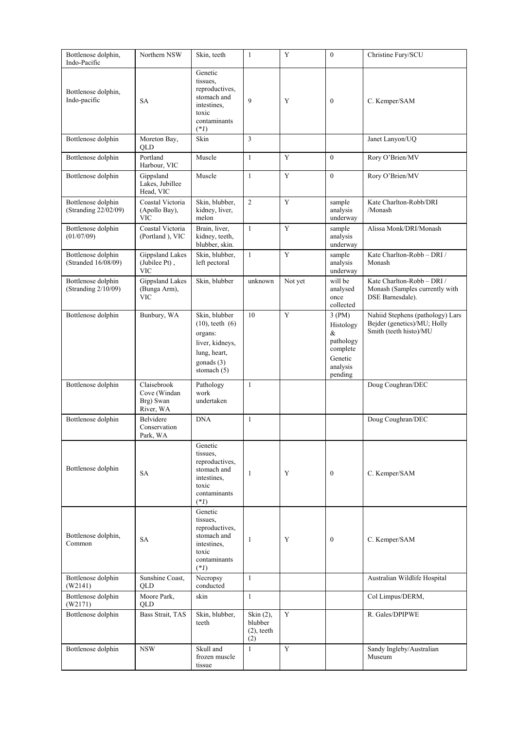| | | | | | | |
|---|---|---|---|---|---|---|
| Bottlenose dolphin, Indo-Pacific | Northern NSW | Skin, teeth | 1 | Y | 0 | Christine Fury/SCU |
| Bottlenose dolphin, Indo-pacific | SA | Genetic tissues, reproductives, stomach and intestines, toxic contaminants (*1) | 9 | Y | 0 | C. Kemper/SAM |
| Bottlenose dolphin | Moreton Bay, QLD | Skin | 3 | | | Janet Lanyon/UQ |
| Bottlenose dolphin | Portland Harbour, VIC | Muscle | 1 | Y | 0 | Rory O'Brien/MV |
| Bottlenose dolphin | Gippsland Lakes, Jubillee Head, VIC | Muscle | 1 | Y | 0 | Rory O'Brien/MV |
| Bottlenose dolphin (Stranding 22/02/09) | Coastal Victoria (Apollo Bay), VIC | Skin, blubber, kidney, liver, melon | 2 | Y | sample analysis underway | Kate Charlton-Robb/DRI /Monash |
| Bottlenose dolphin (01/07/09) | Coastal Victoria (Portland ), VIC | Brain, liver, kidney, teeth, blubber, skin. | 1 | Y | sample analysis underway | Alissa Monk/DRI/Monash |
| Bottlenose dolphin (Stranded 16/08/09) | Gippsland Lakes (Jubilee Pt) , VIC | Skin, blubber, left pectoral | 1 | Y | sample analysis underway | Kate Charlton-Robb – DRI / Monash |
| Bottlenose dolphin (Stranding 2/10/09) | Gippsland Lakes (Bunga Arm), VIC | Skin, blubber | unknown | Not yet | will be analysed once collected | Kate Charlton-Robb – DRI / Monash (Samples currently with DSE Barnesdale). |
| Bottlenose dolphin | Bunbury, WA | Skin, blubber (10), teeth (6) organs: liver, kidneys, lung, heart, gonads (3) stomach (5) | 10 | Y | 3 (PM) Histology & pathology complete Genetic analysis pending | Nahiid Stephens (pathology) Lars Bejder (genetics)/MU; Holly Smith (teeth histo)/MU |
| Bottlenose dolphin | Claisebrook Cove (Windan Brg) Swan River, WA | Pathology work undertaken | 1 | | | Doug Coughran/DEC |
| Bottlenose dolphin | Belvidere Conservation Park, WA | DNA | 1 | | | Doug Coughran/DEC |
| Bottlenose dolphin | SA | Genetic tissues, reproductives, stomach and intestines, toxic contaminants (*1) | 1 | Y | 0 | C. Kemper/SAM |
| Bottlenose dolphin, Common | SA | Genetic tissues, reproductives, stomach and intestines, toxic contaminants (*1) | 1 | Y | 0 | C. Kemper/SAM |
| Bottlenose dolphin (W2141) | Sunshine Coast, QLD | Necropsy conducted | 1 | | | Australian Wildlife Hospital |
| Bottlenose dolphin (W2171) | Moore Park, QLD | skin | 1 | | | Col Limpus/DERM, |
| Bottlenose dolphin | Bass Strait, TAS | Skin, blubber, teeth | Skin (2), blubber (2), teeth (2) | Y | | R. Gales/DPIPWE |
| Bottlenose dolphin | NSW | Skull and frozen muscle tissue | 1 | Y | | Sandy Ingleby/Australian Museum |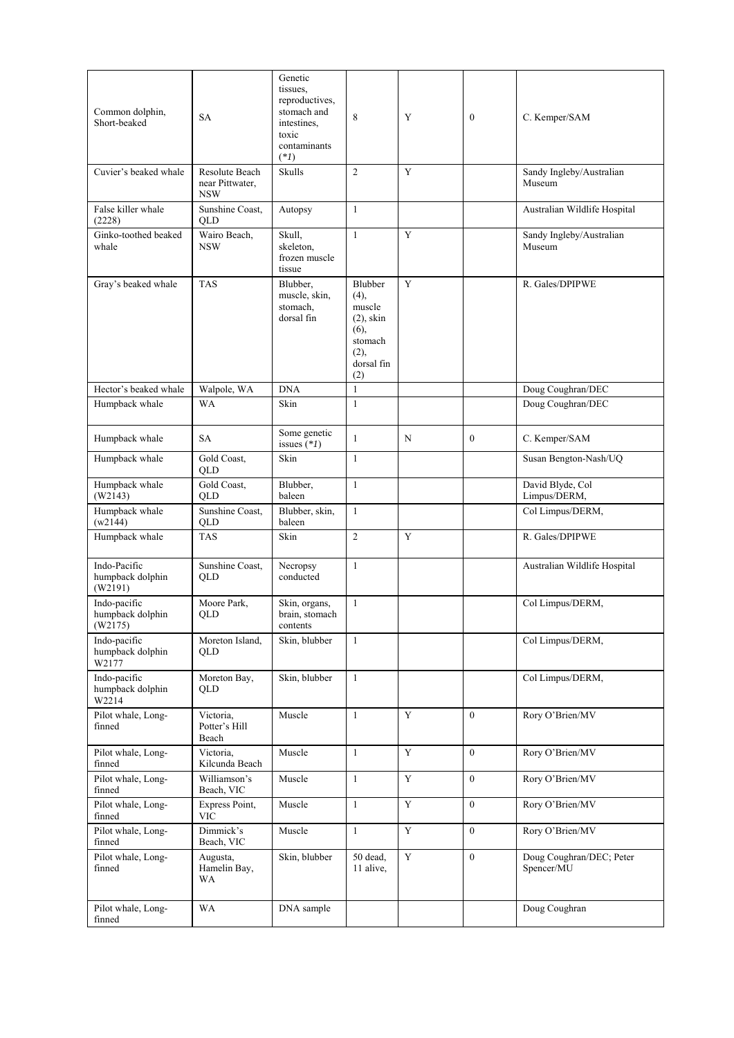| | | | | | | |
|---|---|---|---|---|---|---|
| Common dolphin, Short-beaked | SA | Genetic tissues, reproductives, stomach and intestines, toxic contaminants (*1) | 8 | Y | 0 | C. Kemper/SAM |
| Cuvier's beaked whale | Resolute Beach near Pittwater, NSW | Skulls | 2 | Y | | Sandy Ingleby/Australian Museum |
| False killer whale (2228) | Sunshine Coast, QLD | Autopsy | 1 | | | Australian Wildlife Hospital |
| Ginko-toothed beaked whale | Wairo Beach, NSW | Skull, skeleton, frozen muscle tissue | 1 | Y | | Sandy Ingleby/Australian Museum |
| Gray's beaked whale | TAS | Blubber, muscle, skin, stomach, dorsal fin | Blubber (4), muscle (2), skin (6), stomach (2), dorsal fin (2) | Y | | R. Gales/DPIPWE |
| Hector's beaked whale | Walpole, WA | DNA | 1 | | | Doug Coughran/DEC |
| Humpback whale | WA | Skin | 1 | | | Doug Coughran/DEC |
| Humpback whale | SA | Some genetic issues (*1) | 1 | N | 0 | C. Kemper/SAM |
| Humpback whale | Gold Coast, QLD | Skin | 1 | | | Susan Bengton-Nash/UQ |
| Humpback whale (W2143) | Gold Coast, QLD | Blubber, baleen | 1 | | | David Blyde, Col Limpus/DERM, |
| Humpback whale (w2144) | Sunshine Coast, QLD | Blubber, skin, baleen | 1 | | | Col Limpus/DERM, |
| Humpback whale | TAS | Skin | 2 | Y | | R. Gales/DPIPWE |
| Indo-Pacific humpback dolphin (W2191) | Sunshine Coast, QLD | Necropsy conducted | 1 | | | Australian Wildlife Hospital |
| Indo-pacific humpback dolphin (W2175) | Moore Park, QLD | Skin, organs, brain, stomach contents | 1 | | | Col Limpus/DERM, |
| Indo-pacific humpback dolphin W2177 | Moreton Island, QLD | Skin, blubber | 1 | | | Col Limpus/DERM, |
| Indo-pacific humpback dolphin W2214 | Moreton Bay, QLD | Skin, blubber | 1 | | | Col Limpus/DERM, |
| Pilot whale, Long-finned | Victoria, Potter's Hill Beach | Muscle | 1 | Y | 0 | Rory O'Brien/MV |
| Pilot whale, Long-finned | Victoria, Kilcunda Beach | Muscle | 1 | Y | 0 | Rory O'Brien/MV |
| Pilot whale, Long-finned | Williamson's Beach, VIC | Muscle | 1 | Y | 0 | Rory O'Brien/MV |
| Pilot whale, Long-finned | Express Point, VIC | Muscle | 1 | Y | 0 | Rory O'Brien/MV |
| Pilot whale, Long-finned | Dimmick's Beach, VIC | Muscle | 1 | Y | 0 | Rory O'Brien/MV |
| Pilot whale, Long-finned | Augusta, Hamelin Bay, WA | Skin, blubber | 50 dead, 11 alive, | Y | 0 | Doug Coughran/DEC; Peter Spencer/MU |
| Pilot whale, Long-finned | WA | DNA sample | | | | Doug Coughran |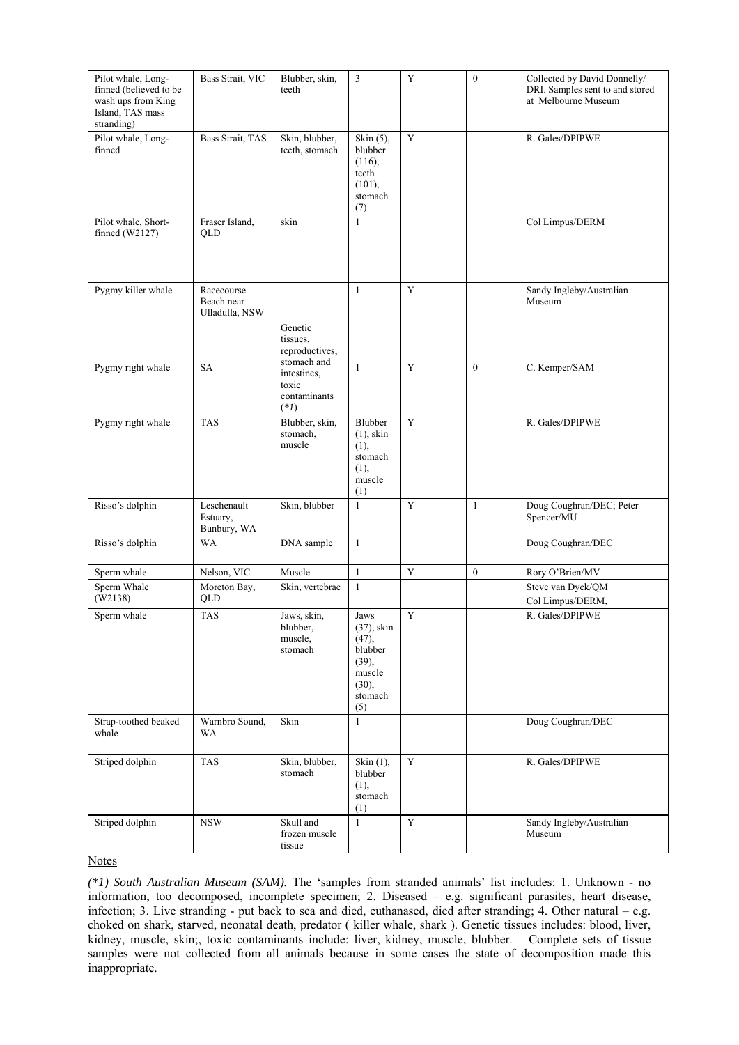| | | | | | | |
|---|---|---|---|---|---|---|
| Pilot whale, Long-finned (believed to be wash ups from King Island, TAS mass stranding) | Bass Strait, VIC | Blubber, skin, teeth | 3 | Y | 0 | Collected by David Donnelly/ – DRI. Samples sent to and stored at Melbourne Museum |
| Pilot whale, Long-finned | Bass Strait, TAS | Skin, blubber, teeth, stomach | Skin (5), blubber (116), teeth (101), stomach (7) | Y | | R. Gales/DPIPWE |
| Pilot whale, Short-finned (W2127) | Fraser Island, QLD | skin | 1 | | | Col Limpus/DERM |
| Pygmy killer whale | Racecourse Beach near Ulladulla, NSW | | 1 | Y | | Sandy Ingleby/Australian Museum |
| Pygmy right whale | SA | Genetic tissues, reproductives, stomach and intestines, toxic contaminants *(\*1)* | 1 | Y | 0 | C. Kemper/SAM |
| Pygmy right whale | TAS | Blubber, skin, stomach, muscle | Blubber (1), skin (1), stomach (1), muscle (1) | Y | | R. Gales/DPIPWE |
| Risso's dolphin | Leschenault Estuary, Bunbury, WA | Skin, blubber | 1 | Y | 1 | Doug Coughran/DEC; Peter Spencer/MU |
| Risso's dolphin | WA | DNA sample | 1 | | | Doug Coughran/DEC |
| Sperm whale | Nelson, VIC | Muscle | 1 | Y | 0 | Rory O'Brien/MV |
| Sperm Whale (W2138) | Moreton Bay, QLD | Skin, vertebrae | 1 | | | Steve van Dyck/QM Col Limpus/DERM, |
| Sperm whale | TAS | Jaws, skin, blubber, muscle, stomach | Jaws (37), skin (47), blubber (39), muscle (30), stomach (5) | Y | | R. Gales/DPIPWE |
| Strap-toothed beaked whale | Warnbro Sound, WA | Skin | 1 | | | Doug Coughran/DEC |
| Striped dolphin | TAS | Skin, blubber, stomach | Skin (1), blubber (1), stomach (1) | Y | | R. Gales/DPIPWE |
| Striped dolphin | NSW | Skull and frozen muscle tissue | 1 | Y | | Sandy Ingleby/Australian Museum |

Notes

*(\*1) South Australian Museum (SAM).* The 'samples from stranded animals' list includes: 1. Unknown - no information, too decomposed, incomplete specimen; 2. Diseased – e.g. significant parasites, heart disease, infection; 3. Live stranding - put back to sea and died, euthanased, died after stranding; 4. Other natural – e.g. choked on shark, starved, neonatal death, predator ( killer whale, shark ). Genetic tissues includes: blood, liver, kidney, muscle, skin;, toxic contaminants include: liver, kidney, muscle, blubber. Complete sets of tissue samples were not collected from all animals because in some cases the state of decomposition made this inappropriate.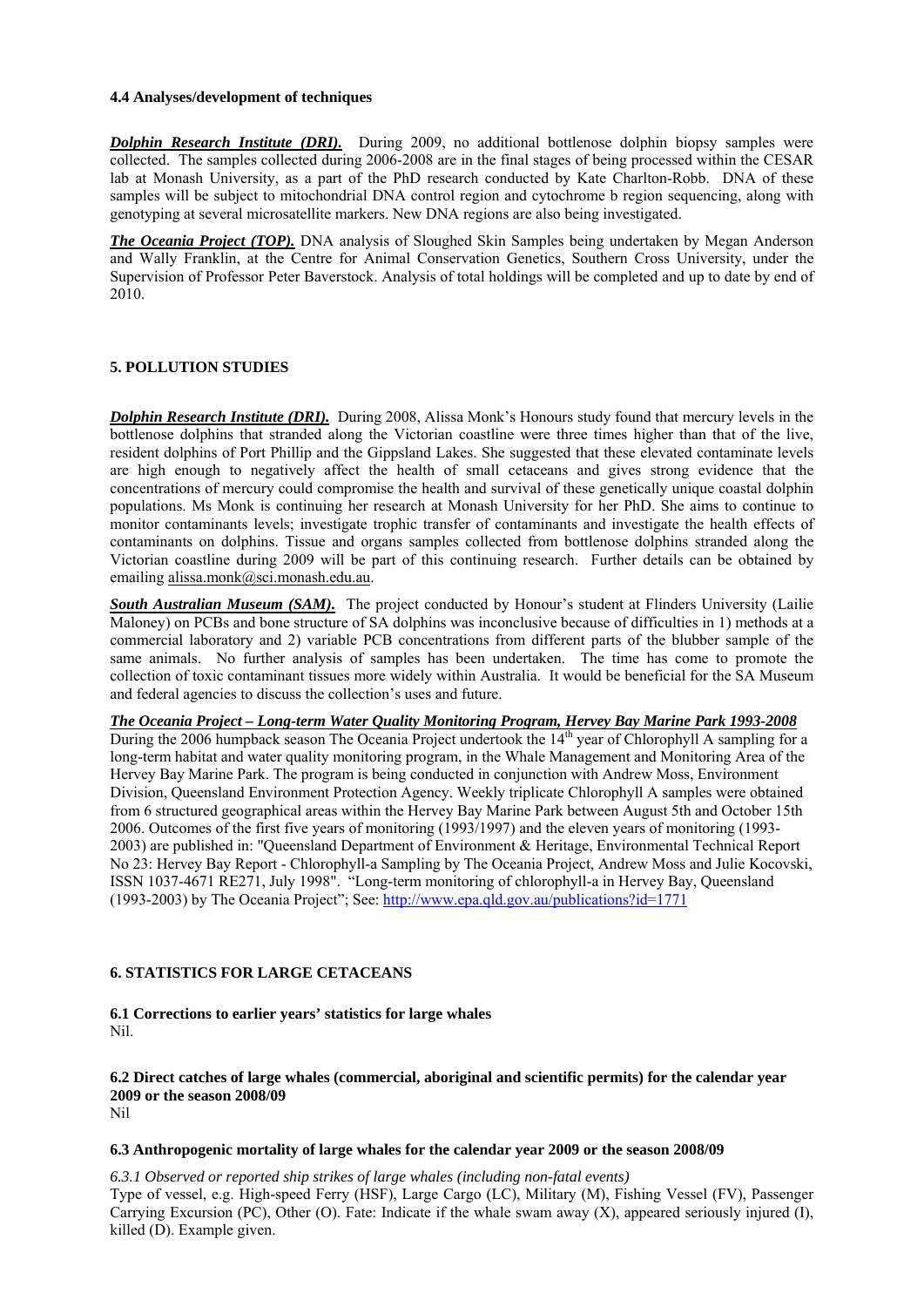### 4.4 Analyses/development of techniques

***Dolphin Research Institute (DRI).*** During 2009, no additional bottlenose dolphin biopsy samples were collected. The samples collected during 2006-2008 are in the final stages of being processed within the CESAR lab at Monash University, as a part of the PhD research conducted by Kate Charlton-Robb. DNA of these samples will be subject to mitochondrial DNA control region and cytochrome b region sequencing, along with genotyping at several microsatellite markers. New DNA regions are also being investigated.

***The Oceania Project (TOP).*** DNA analysis of Sloughed Skin Samples being undertaken by Megan Anderson and Wally Franklin, at the Centre for Animal Conservation Genetics, Southern Cross University, under the Supervision of Professor Peter Baverstock. Analysis of total holdings will be completed and up to date by end of 2010.

## 5. POLLUTION STUDIES

***Dolphin Research Institute (DRI).*** During 2008, Alissa Monk's Honours study found that mercury levels in the bottlenose dolphins that stranded along the Victorian coastline were three times higher than that of the live, resident dolphins of Port Phillip and the Gippsland Lakes. She suggested that these elevated contaminate levels are high enough to negatively affect the health of small cetaceans and gives strong evidence that the concentrations of mercury could compromise the health and survival of these genetically unique coastal dolphin populations. Ms Monk is continuing her research at Monash University for her PhD. She aims to continue to monitor contaminants levels; investigate trophic transfer of contaminants and investigate the health effects of contaminants on dolphins. Tissue and organs samples collected from bottlenose dolphins stranded along the Victorian coastline during 2009 will be part of this continuing research. Further details can be obtained by emailing alissa.monk@sci.monash.edu.au.

***South Australian Museum (SAM).*** The project conducted by Honour's student at Flinders University (Lailie Maloney) on PCBs and bone structure of SA dolphins was inconclusive because of difficulties in 1) methods at a commercial laboratory and 2) variable PCB concentrations from different parts of the blubber sample of the same animals. No further analysis of samples has been undertaken. The time has come to promote the collection of toxic contaminant tissues more widely within Australia. It would be beneficial for the SA Museum and federal agencies to discuss the collection's uses and future.

***The Oceania Project – Long-term Water Quality Monitoring Program, Hervey Bay Marine Park 1993-2008***
During the 2006 humpback season The Oceania Project undertook the 14th year of Chlorophyll A sampling for a long-term habitat and water quality monitoring program, in the Whale Management and Monitoring Area of the Hervey Bay Marine Park. The program is being conducted in conjunction with Andrew Moss, Environment Division, Queensland Environment Protection Agency. Weekly triplicate Chlorophyll A samples were obtained from 6 structured geographical areas within the Hervey Bay Marine Park between August 5th and October 15th 2006. Outcomes of the first five years of monitoring (1993/1997) and the eleven years of monitoring (1993-2003) are published in: "Queensland Department of Environment & Heritage, Environmental Technical Report No 23: Hervey Bay Report - Chlorophyll-a Sampling by The Oceania Project, Andrew Moss and Julie Kocovski, ISSN 1037-4671 RE271, July 1998". "Long-term monitoring of chlorophyll-a in Hervey Bay, Queensland (1993-2003) by The Oceania Project"; See: http://www.epa.qld.gov.au/publications?id=1771

## 6. STATISTICS FOR LARGE CETACEANS

### 6.1 Corrections to earlier years' statistics for large whales
Nil.

### 6.2 Direct catches of large whales (commercial, aboriginal and scientific permits) for the calendar year 2009 or the season 2008/09
Nil

### 6.3 Anthropogenic mortality of large whales for the calendar year 2009 or the season 2008/09

*6.3.1 Observed or reported ship strikes of large whales (including non-fatal events)*
Type of vessel, e.g. High-speed Ferry (HSF), Large Cargo (LC), Military (M), Fishing Vessel (FV), Passenger Carrying Excursion (PC), Other (O). Fate: Indicate if the whale swam away (X), appeared seriously injured (I), killed (D). Example given.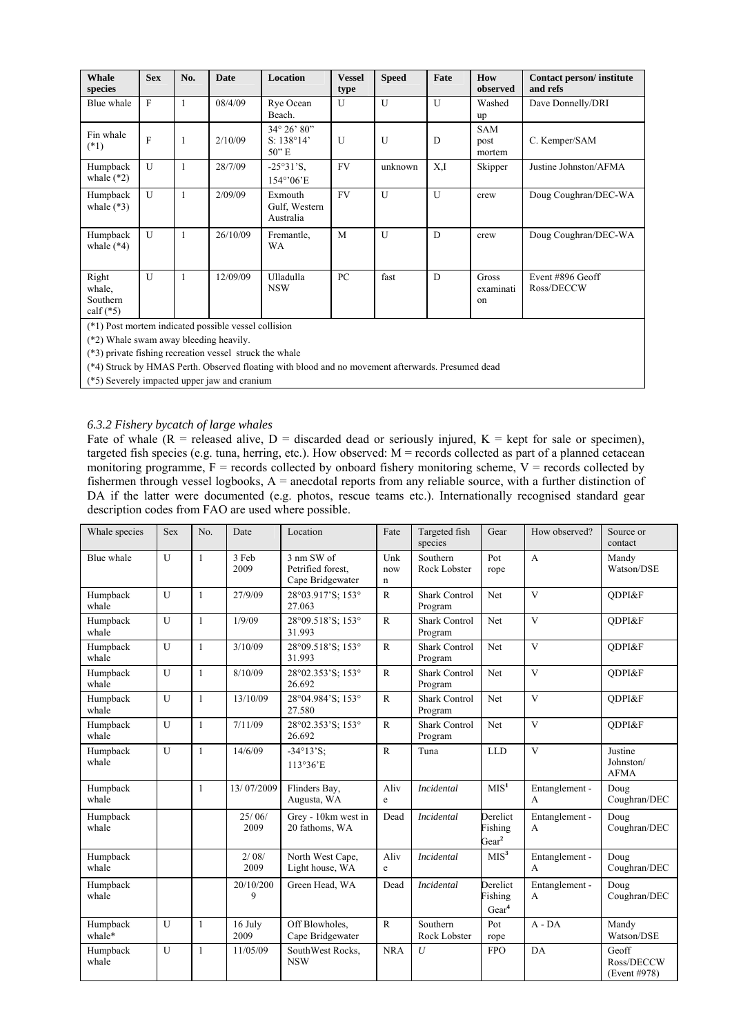| Whale species | Sex | No. | Date | Location | Vessel type | Speed | Fate | How observed | Contact person/ institute and refs |
|---|---|---|---|---|---|---|---|---|---|
| Blue whale | F | 1 | 08/4/09 | Rye Ocean Beach. | U | U | U | Washed up | Dave Donnelly/DRI |
| Fin whale (*1) | F | 1 | 2/10/09 | 34° 26' 80" S: 138°14' 50" E | U | U | D | SAM post mortem | C. Kemper/SAM |
| Humpback whale (*2) | U | 1 | 28/7/09 | -25°31'S, 154°'06'E | FV | unknown | X,I | Skipper | Justine Johnston/AFMA |
| Humpback whale (*3) | U | 1 | 2/09/09 | Exmouth Gulf, Western Australia | FV | U | U | crew | Doug Coughran/DEC-WA |
| Humpback whale (*4) | U | 1 | 26/10/09 | Fremantle, WA | M | U | D | crew | Doug Coughran/DEC-WA |
| Right whale, Southern calf (*5) | U | 1 | 12/09/09 | Ulladulla NSW | PC | fast | D | Gross examination | Event #896 Geoff Ross/DECCW |

(*1) Post mortem indicated possible vessel collision

(*2) Whale swam away bleeding heavily.

(*3) private fishing recreation vessel struck the whale

(*4) Struck by HMAS Perth. Observed floating with blood and no movement afterwards. Presumed dead

(*5) Severely impacted upper jaw and cranium

### *6.3.2 Fishery bycatch of large whales*

Fate of whale (R = released alive, D = discarded dead or seriously injured, K = kept for sale or specimen), targeted fish species (e.g. tuna, herring, etc.). How observed: M = records collected as part of a planned cetacean monitoring programme, F = records collected by onboard fishery monitoring scheme, V = records collected by fishermen through vessel logbooks, A = anecdotal reports from any reliable source, with a further distinction of DA if the latter were documented (e.g. photos, rescue teams etc.). Internationally recognised standard gear description codes from FAO are used where possible.

| Whale species | Sex | No. | Date | Location | Fate | Targeted fish species | Gear | How observed? | Source or contact |
|---|---|---|---|---|---|---|---|---|---|
| Blue whale | U | 1 | 3 Feb 2009 | 3 nm SW of Petrified forest, Cape Bridgewater | Unknown | Southern Rock Lobster | Pot rope | A | Mandy Watson/DSE |
| Humpback whale | U | 1 | 27/9/09 | 28°03.917'S; 153° 27.063 | R | Shark Control Program | Net | V | QDPI&F |
| Humpback whale | U | 1 | 1/9/09 | 28°09.518'S; 153° 31.993 | R | Shark Control Program | Net | V | QDPI&F |
| Humpback whale | U | 1 | 3/10/09 | 28°09.518'S; 153° 31.993 | R | Shark Control Program | Net | V | QDPI&F |
| Humpback whale | U | 1 | 8/10/09 | 28°02.353'S; 153° 26.692 | R | Shark Control Program | Net | V | QDPI&F |
| Humpback whale | U | 1 | 13/10/09 | 28°04.984'S; 153° 27.580 | R | Shark Control Program | Net | V | QDPI&F |
| Humpback whale | U | 1 | 7/11/09 | 28°02.353'S; 153° 26.692 | R | Shark Control Program | Net | V | QDPI&F |
| Humpback whale | U | 1 | 14/6/09 | -34°13'S; 113°36'E | R | Tuna | LLD | V | Justine Johnston/ AFMA |
| Humpback whale | | 1 | 13/ 07/2009 | Flinders Bay, Augusta, WA | Alive | *Incidental* | MIS[1] | Entanglement - A | Doug Coughran/DEC |
| Humpback whale | | | 25/ 06/ 2009 | Grey - 10km west in 20 fathoms, WA | Dead | *Incidental* | Derelict Fishing Gear[2] | Entanglement - A | Doug Coughran/DEC |
| Humpback whale | | | 2/ 08/ 2009 | North West Cape, Light house, WA | Alive | *Incidental* | MIS[3] | Entanglement - A | Doug Coughran/DEC |
| Humpback whale | | | 20/10/2009 | Green Head, WA | Dead | *Incidental* | Derelict Fishing Gear[4] | Entanglement - A | Doug Coughran/DEC |
| Humpback whale* | U | 1 | 16 July 2009 | Off Blowholes, Cape Bridgewater | R | Southern Rock Lobster | Pot rope | A - DA | Mandy Watson/DSE |
| Humpback whale | U | 1 | 11/05/09 | SouthWest Rocks, NSW | NRA | *U* | FPO | DA | Geoff Ross/DECCW (Event #978) |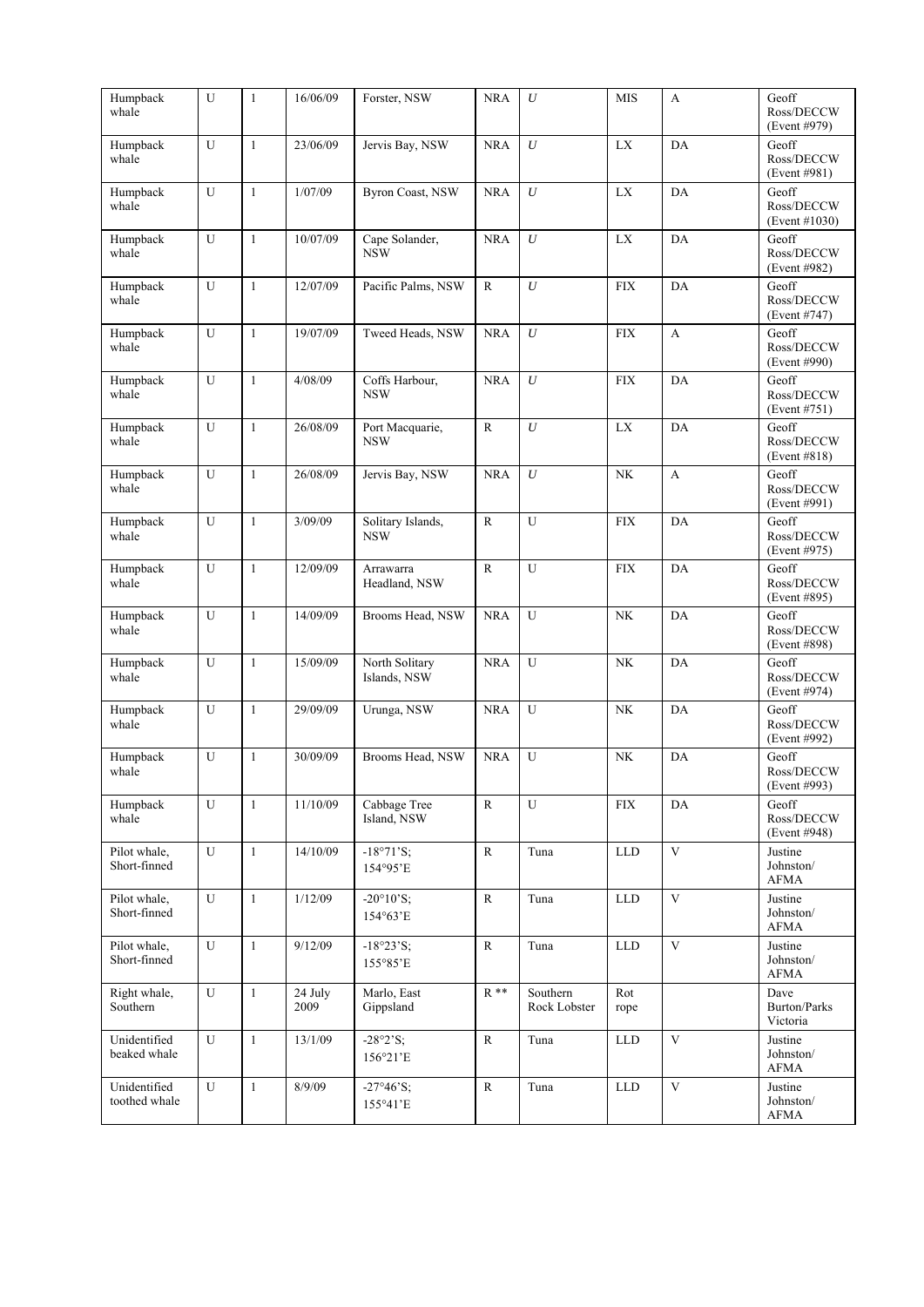| | | | | | | | | | |
|---|---|---|---|---|---|---|---|---|---|
| Humpback whale | U | 1 | 16/06/09 | Forster, NSW | NRA | *U* | MIS | A | Geoff Ross/DECCW (Event #979) |
| Humpback whale | U | 1 | 23/06/09 | Jervis Bay, NSW | NRA | *U* | LX | DA | Geoff Ross/DECCW (Event #981) |
| Humpback whale | U | 1 | 1/07/09 | Byron Coast, NSW | NRA | *U* | LX | DA | Geoff Ross/DECCW (Event #1030) |
| Humpback whale | U | 1 | 10/07/09 | Cape Solander, NSW | NRA | *U* | LX | DA | Geoff Ross/DECCW (Event #982) |
| Humpback whale | U | 1 | 12/07/09 | Pacific Palms, NSW | R | *U* | FIX | DA | Geoff Ross/DECCW (Event #747) |
| Humpback whale | U | 1 | 19/07/09 | Tweed Heads, NSW | NRA | *U* | FIX | A | Geoff Ross/DECCW (Event #990) |
| Humpback whale | U | 1 | 4/08/09 | Coffs Harbour, NSW | NRA | *U* | FIX | DA | Geoff Ross/DECCW (Event #751) |
| Humpback whale | U | 1 | 26/08/09 | Port Macquarie, NSW | R | *U* | LX | DA | Geoff Ross/DECCW (Event #818) |
| Humpback whale | U | 1 | 26/08/09 | Jervis Bay, NSW | NRA | *U* | NK | A | Geoff Ross/DECCW (Event #991) |
| Humpback whale | U | 1 | 3/09/09 | Solitary Islands, NSW | R | U | FIX | DA | Geoff Ross/DECCW (Event #975) |
| Humpback whale | U | 1 | 12/09/09 | Arrawarra Headland, NSW | R | U | FIX | DA | Geoff Ross/DECCW (Event #895) |
| Humpback whale | U | 1 | 14/09/09 | Brooms Head, NSW | NRA | U | NK | DA | Geoff Ross/DECCW (Event #898) |
| Humpback whale | U | 1 | 15/09/09 | North Solitary Islands, NSW | NRA | U | NK | DA | Geoff Ross/DECCW (Event #974) |
| Humpback whale | U | 1 | 29/09/09 | Urunga, NSW | NRA | U | NK | DA | Geoff Ross/DECCW (Event #992) |
| Humpback whale | U | 1 | 30/09/09 | Brooms Head, NSW | NRA | U | NK | DA | Geoff Ross/DECCW (Event #993) |
| Humpback whale | U | 1 | 11/10/09 | Cabbage Tree Island, NSW | R | U | FIX | DA | Geoff Ross/DECCW (Event #948) |
| Pilot whale, Short-finned | U | 1 | 14/10/09 | -18°71'S; 154°95'E | R | Tuna | LLD | V | Justine Johnston/ AFMA |
| Pilot whale, Short-finned | U | 1 | 1/12/09 | -20°10'S; 154°63'E | R | Tuna | LLD | V | Justine Johnston/ AFMA |
| Pilot whale, Short-finned | U | 1 | 9/12/09 | -18°23'S; 155°85'E | R | Tuna | LLD | V | Justine Johnston/ AFMA |
| Right whale, Southern | U | 1 | 24 July 2009 | Marlo, East Gippsland | R ** | Southern Rock Lobster | Rot rope | | Dave Burton/Parks Victoria |
| Unidentified beaked whale | U | 1 | 13/1/09 | -28°2'S; 156°21'E | R | Tuna | LLD | V | Justine Johnston/ AFMA |
| Unidentified toothed whale | U | 1 | 8/9/09 | -27°46'S; 155°41'E | R | Tuna | LLD | V | Justine Johnston/ AFMA |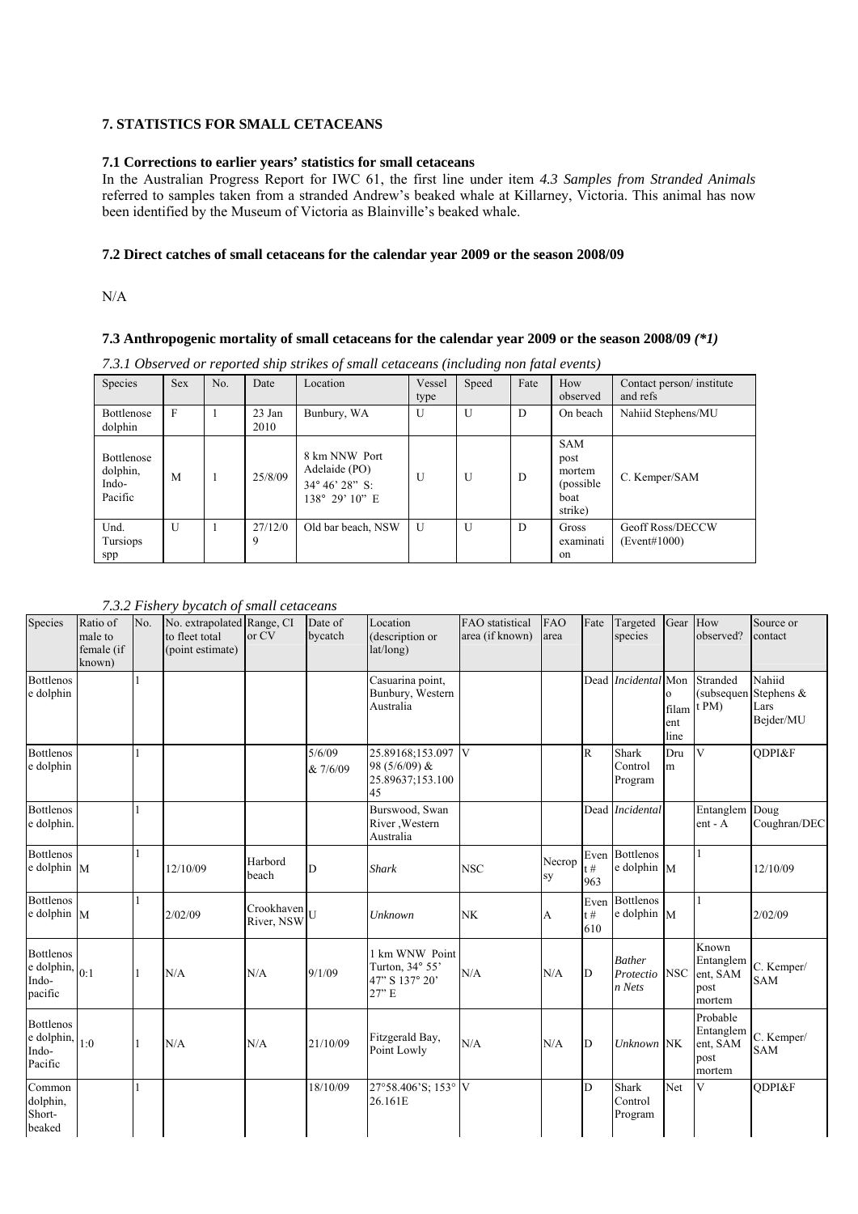## 7. STATISTICS FOR SMALL CETACEANS

### 7.1 Corrections to earlier years' statistics for small cetaceans

In the Australian Progress Report for IWC 61, the first line under item *4.3 Samples from Stranded Animals* referred to samples taken from a stranded Andrew's beaked whale at Killarney, Victoria. This animal has now been identified by the Museum of Victoria as Blainville's beaked whale.

### 7.2 Direct catches of small cetaceans for the calendar year 2009 or the season 2008/09

N/A

### 7.3 Anthropogenic mortality of small cetaceans for the calendar year 2009 or the season 2008/09 *(\*1)*

*7.3.1 Observed or reported ship strikes of small cetaceans (including non fatal events)*

| Species | Sex | No. | Date | Location | Vessel type | Speed | Fate | How observed | Contact person/ institute and refs |
|---|---|---|---|---|---|---|---|---|---|
| Bottlenose dolphin | F | 1 | 23 Jan 2010 | Bunbury, WA | U | U | D | On beach | Nahiid Stephens/MU |
| Bottlenose dolphin, Indo-Pacific | M | 1 | 25/8/09 | 8 km NNW Port Adelaide (PO) 34° 46' 28" S: 138° 29' 10" E | U | U | D | SAM post mortem (possible boat strike) | C. Kemper/SAM |
| Und. Tursiops spp | U | 1 | 27/12/09 | Old bar beach, NSW | U | U | D | Gross examination | Geoff Ross/DECCW (Event#1000) |

*7.3.2 Fishery bycatch of small cetaceans*

| Species | Ratio of male to female (if known) | No. | No. extrapolated to fleet total (point estimate) | Range, CI or CV | Date of bycatch | Location (description or lat/long) | FAO statistical area (if known) | FAO area | Fate | Targeted species | Gear | How observed? | Source or contact |
|---|---|---|---|---|---|---|---|---|---|---|---|---|---|
| Bottlenose dolphin | | 1 | | | | Casuarina point, Bunbury, Western Australia | | | Dead | *Incidental* | Mono filament line | Stranded (subsequent PM) | Nahiid Stephens & Lars Bejder/MU |
| Bottlenose dolphin | | 1 | | | 5/6/09 & 7/6/09 | 25.89168;153.097 98 (5/6/09) & 25.89637;153.100 45 | V | | R | Shark Control Program | Drum | V | QDPI&F |
| Bottlenose dolphin. | | 1 | | | | Burswood, Swan River ,Western Australia | | | Dead | *Incidental* | | Entanglement - A | Doug Coughran/DEC |
| Bottlenose dolphin | M | 1 | 12/10/09 | Harbord beach | D | *Shark* | NSC | Necropsy | Event # 963 | Bottlenose dolphin | M | 1 | 12/10/09 |
| Bottlenose dolphin | M | 1 | 2/02/09 | Crookhaven River, NSW | U | *Unknown* | NK | A | Event # 610 | Bottlenose dolphin | M | 1 | 2/02/09 |
| Bottlenose dolphin, Indo-pacific | 0:1 | 1 | N/A | N/A | 9/1/09 | 1 km WNW Point Turton, 34° 55' 47" S 137° 20' 27" E | N/A | N/A | D | *Bather Protection Nets* | NSC | Known Entanglement, SAM post mortem | C. Kemper/ SAM |
| Bottlenose dolphin, Indo-Pacific | 1:0 | 1 | N/A | N/A | 21/10/09 | Fitzgerald Bay, Point Lowly | N/A | N/A | D | *Unknown* | NK | Probable Entanglement, SAM post mortem | C. Kemper/ SAM |
| Common dolphin, Short-beaked | | 1 | | | 18/10/09 | 27°58.406'S; 153° 26.161E | V | | D | Shark Control Program | Net | V | QDPI&F |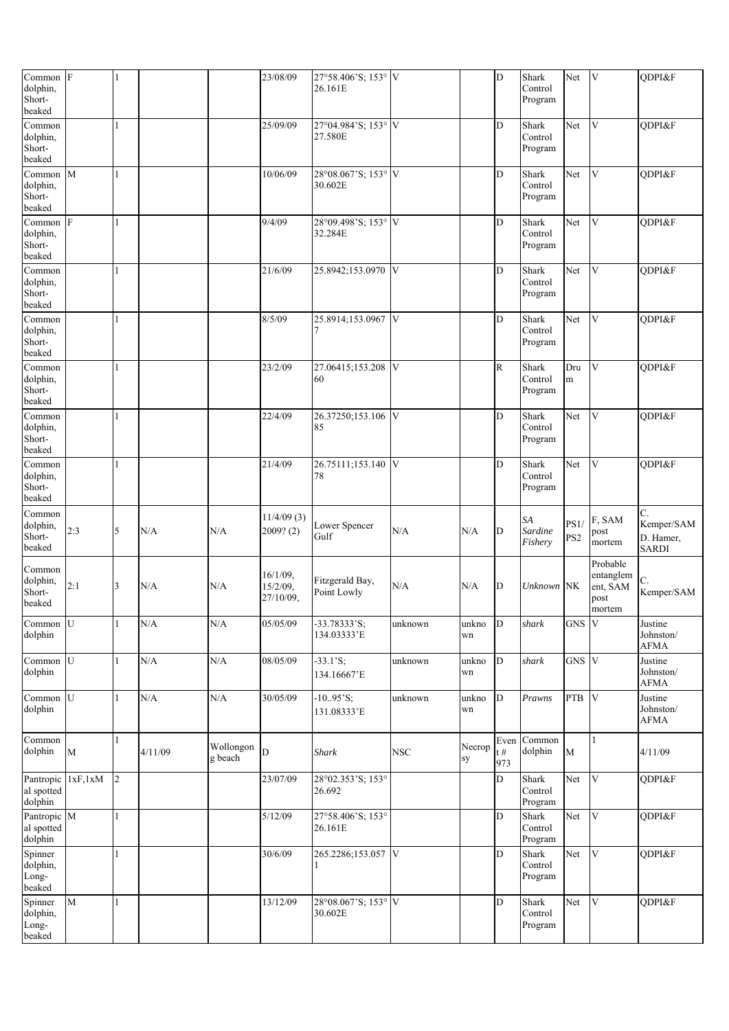| | | | | | | | | | | | | | |
|---|---|---|---|---|---|---|---|---|---|---|---|---|---|
| Common dolphin, Short-beaked | F | 1 | | | 23/08/09 | 27°58.406'S; 153° 26.161E | V | | D | Shark Control Program | Net | V | QDPI&F |
| Common dolphin, Short-beaked | | 1 | | | 25/09/09 | 27°04.984'S; 153° 27.580E | V | | D | Shark Control Program | Net | V | QDPI&F |
| Common dolphin, Short-beaked | M | 1 | | | 10/06/09 | 28°08.067'S; 153° 30.602E | V | | D | Shark Control Program | Net | V | QDPI&F |
| Common dolphin, Short-beaked | F | 1 | | | 9/4/09 | 28°09.498'S; 153° 32.284E | V | | D | Shark Control Program | Net | V | QDPI&F |
| Common dolphin, Short-beaked | | 1 | | | 21/6/09 | 25.8942;153.0970 | V | | D | Shark Control Program | Net | V | QDPI&F |
| Common dolphin, Short-beaked | | 1 | | | 8/5/09 | 25.8914;153.0967 7 | V | | D | Shark Control Program | Net | V | QDPI&F |
| Common dolphin, Short-beaked | | 1 | | | 23/2/09 | 27.06415;153.208 60 | V | | R | Shark Control Program | Drum | V | QDPI&F |
| Common dolphin, Short-beaked | | 1 | | | 22/4/09 | 26.37250;153.106 85 | V | | D | Shark Control Program | Net | V | QDPI&F |
| Common dolphin, Short-beaked | | 1 | | | 21/4/09 | 26.75111;153.140 78 | V | | D | Shark Control Program | Net | V | QDPI&F |
| Common dolphin, Short-beaked | 2:3 | 5 | N/A | N/A | 11/4/09 (3) 2009? (2) | Lower Spencer Gulf | N/A | N/A | D | *SA Sardine Fishery* | PS1/ PS2 | F, SAM post mortem | C. Kemper/SAM D. Hamer, SARDI |
| Common dolphin, Short-beaked | 2:1 | 3 | N/A | N/A | 16/1/09, 15/2/09, 27/10/09, | Fitzgerald Bay, Point Lowly | N/A | N/A | D | *Unknown* | NK | Probable entanglement, SAM post mortem | C. Kemper/SAM |
| Common dolphin | U | 1 | N/A | N/A | 05/05/09 | -33.78333'S; 134.03333'E | unknown | unknown | D | *shark* | GNS | V | Justine Johnston/ AFMA |
| Common dolphin | U | 1 | N/A | N/A | 08/05/09 | -33.1'S; 134.16667'E | unknown | unknown | D | *shark* | GNS | V | Justine Johnston/ AFMA |
| Common dolphin | U | 1 | N/A | N/A | 30/05/09 | -10..95'S; 131.08333'E | unknown | unknown | D | *Prawns* | PTB | V | Justine Johnston/ AFMA |
| Common dolphin | M | 1 | 4/11/09 | Wollongong beach | D | *Shark* | NSC | Necropsy | Event # 973 | Common dolphin | M | 1 | 4/11/09 |
| Pantropical spotted dolphin | 1xF,1xM | 2 | | | 23/07/09 | 28°02.353'S; 153° 26.692 | | | D | Shark Control Program | Net | V | QDPI&F |
| Pantropical spotted dolphin | M | 1 | | | 5/12/09 | 27°58.406'S; 153° 26.161E | | | D | Shark Control Program | Net | V | QDPI&F |
| Spinner dolphin, Long-beaked | | 1 | | | 30/6/09 | 265.2286;153.057 1 | V | | D | Shark Control Program | Net | V | QDPI&F |
| Spinner dolphin, Long-beaked | M | 1 | | | 13/12/09 | 28°08.067'S; 153° 30.602E | V | | D | Shark Control Program | Net | V | QDPI&F |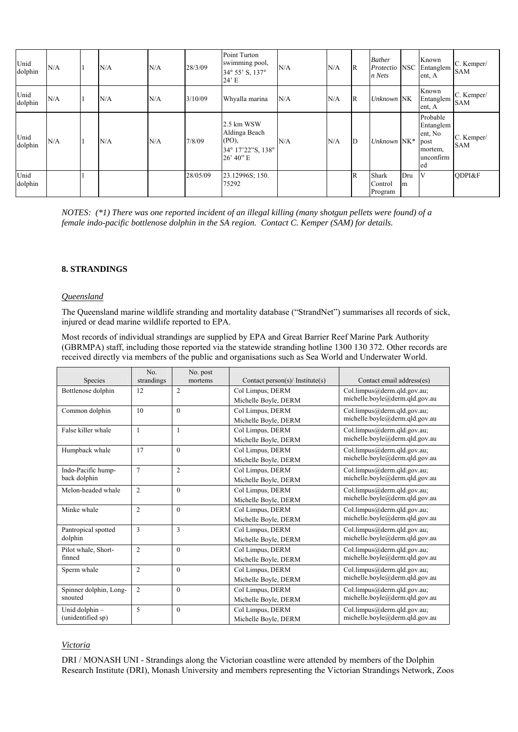| | | | | | | | | | | | | | |
|---|---|---|---|---|---|---|---|---|---|---|---|---|---|
| Unid dolphin | N/A | 1 | N/A | N/A | 28/3/09 | Point Turton swimming pool, 34° 55' S, 137° 24' E | N/A | N/A | R | *Bather Protection Nets* | NSC | Known Entanglement, A | C. Kemper/ SAM |
| Unid dolphin | N/A | 1 | N/A | N/A | 3/10/09 | Whyalla marina | N/A | N/A | R | *Unknown* | NK | Known Entanglement, A | C. Kemper/ SAM |
| Unid dolphin | N/A | 1 | N/A | N/A | 7/8/09 | 2.5 km WSW Aldinga Beach (PO), 34° 17'22"S, 138° 26' 40" E | N/A | N/A | D | *Unknown* | NK* | Probable Entanglement, No post mortem, unconfirmed | C. Kemper/ SAM |
| Unid dolphin | | 1 | | | 28/05/09 | 23.12996S; 150. 75292 | | | R | Shark Control Program | Drum | V | QDPI&F |

*NOTES: (\*1) There was one reported incident of an illegal killing (many shotgun pellets were found) of a female indo-pacific bottlenose dolphin in the SA region. Contact C. Kemper (SAM) for details.*

## 8. STRANDINGS

### *Queensland*

The Queensland marine wildlife stranding and mortality database ("StrandNet") summarises all records of sick, injured or dead marine wildlife reported to EPA.

Most records of individual strandings are supplied by EPA and Great Barrier Reef Marine Park Authority (GBRMPA) staff, including those reported via the statewide stranding hotline 1300 130 372. Other records are received directly via members of the public and organisations such as Sea World and Underwater World.

| Species | No. strandings | No. post mortems | Contact person(s)/ Institute(s) | Contact email address(es) |
|---|---|---|---|---|
| Bottlenose dolphin | 12 | 2 | Col Limpus, DERM<br>Michelle Boyle, DERM | Col.limpus@derm.qld.gov.au;<br>michelle.boyle@derm.qld.gov.au |
| Common dolphin | 10 | 0 | Col Limpus, DERM<br>Michelle Boyle, DERM | Col.limpus@derm.qld.gov.au;<br>michelle.boyle@derm.qld.gov.au |
| False killer whale | 1 | 1 | Col Limpus, DERM<br>Michelle Boyle, DERM | Col.limpus@derm.qld.gov.au;<br>michelle.boyle@derm.qld.gov.au |
| Humpback whale | 17 | 0 | Col Limpus, DERM<br>Michelle Boyle, DERM | Col.limpus@derm.qld.gov.au;<br>michelle.boyle@derm.qld.gov.au |
| Indo-Pacific hump-back dolphin | 7 | 2 | Col Limpus, DERM<br>Michelle Boyle, DERM | Col.limpus@derm.qld.gov.au;<br>michelle.boyle@derm.qld.gov.au |
| Melon-headed whale | 2 | 0 | Col Limpus, DERM<br>Michelle Boyle, DERM | Col.limpus@derm.qld.gov.au;<br>michelle.boyle@derm.qld.gov.au |
| Minke whale | 2 | 0 | Col Limpus, DERM<br>Michelle Boyle, DERM | Col.limpus@derm.qld.gov.au;<br>michelle.boyle@derm.qld.gov.au |
| Pantropical spotted dolphin | 3 | 3 | Col Limpus, DERM<br>Michelle Boyle, DERM | Col.limpus@derm.qld.gov.au;<br>michelle.boyle@derm.qld.gov.au |
| Pilot whale, Short-finned | 2 | 0 | Col Limpus, DERM<br>Michelle Boyle, DERM | Col.limpus@derm.qld.gov.au;<br>michelle.boyle@derm.qld.gov.au |
| Sperm whale | 2 | 0 | Col Limpus, DERM<br>Michelle Boyle, DERM | Col.limpus@derm.qld.gov.au;<br>michelle.boyle@derm.qld.gov.au |
| Spinner dolphin, Long-snouted | 2 | 0 | Col Limpus, DERM<br>Michelle Boyle, DERM | Col.limpus@derm.qld.gov.au;<br>michelle.boyle@derm.qld.gov.au |
| Unid dolphin – (unidentified sp) | 5 | 0 | Col Limpus, DERM<br>Michelle Boyle, DERM | Col.limpus@derm.qld.gov.au;<br>michelle.boyle@derm.qld.gov.au |

### *Victoria*

DRI / MONASH UNI - Strandings along the Victorian coastline were attended by members of the Dolphin Research Institute (DRI), Monash University and members representing the Victorian Strandings Network, Zoos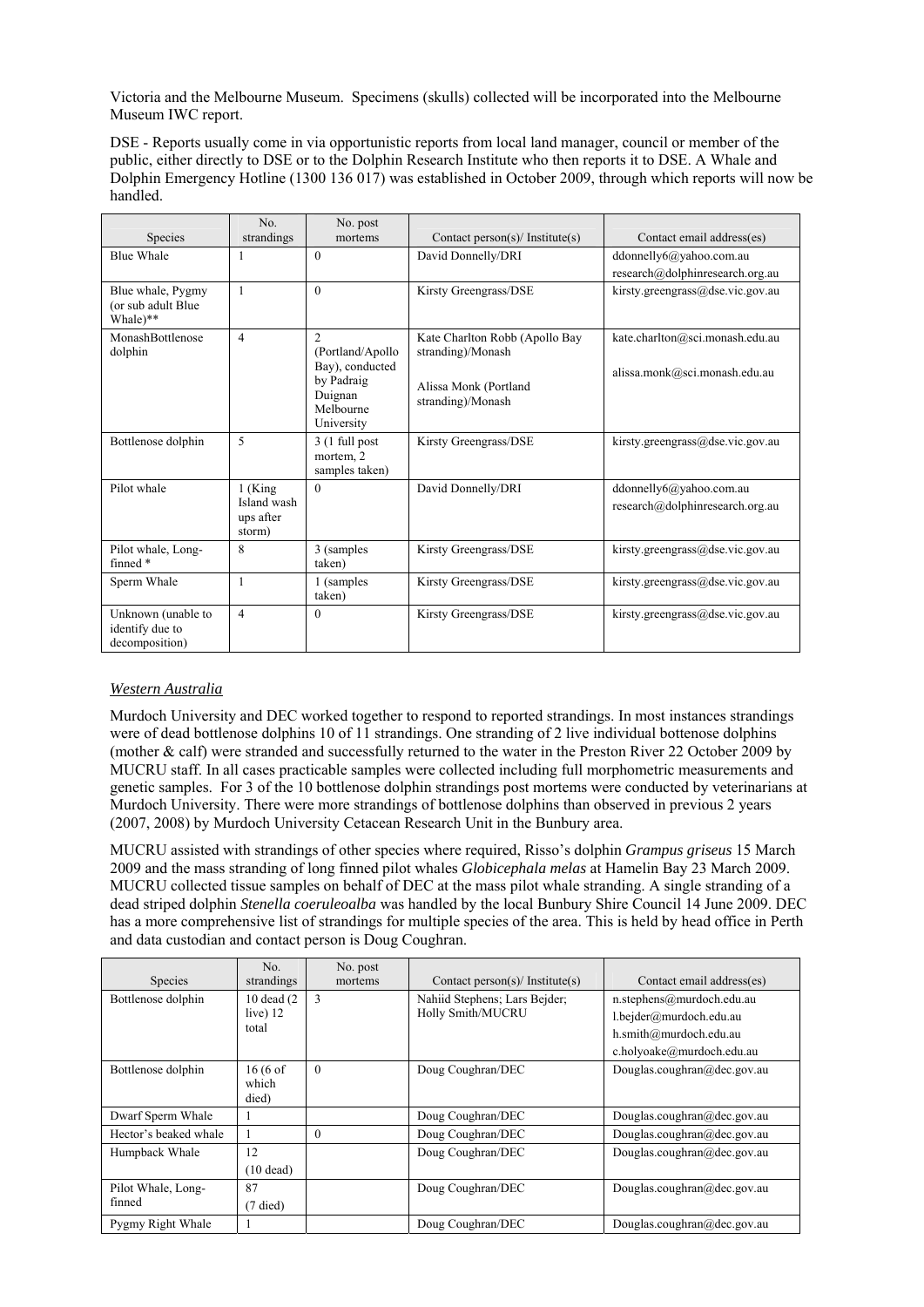Victoria and the Melbourne Museum. Specimens (skulls) collected will be incorporated into the Melbourne Museum IWC report.

DSE - Reports usually come in via opportunistic reports from local land manager, council or member of the public, either directly to DSE or to the Dolphin Research Institute who then reports it to DSE. A Whale and Dolphin Emergency Hotline (1300 136 017) was established in October 2009, through which reports will now be handled.

| Species | No. strandings | No. post mortems | Contact person(s)/ Institute(s) | Contact email address(es) |
|---|---|---|---|---|
| Blue Whale | 1 | 0 | David Donnelly/DRI | ddonnelly6@yahoo.com.au research@dolphinresearch.org.au |
| Blue whale, Pygmy (or sub adult Blue Whale)** | 1 | 0 | Kirsty Greengrass/DSE | kirsty.greengrass@dse.vic.gov.au |
| MonashBottlenose dolphin | 4 | 2 (Portland/Apollo Bay), conducted by Padraig Duignan Melbourne University | Kate Charlton Robb (Apollo Bay stranding)/Monash  Alissa Monk (Portland stranding)/Monash | kate.charlton@sci.monash.edu.au  alissa.monk@sci.monash.edu.au |
| Bottlenose dolphin | 5 | 3 (1 full post mortem, 2 samples taken) | Kirsty Greengrass/DSE | kirsty.greengrass@dse.vic.gov.au |
| Pilot whale | 1 (King Island wash ups after storm) | 0 | David Donnelly/DRI | ddonnelly6@yahoo.com.au research@dolphinresearch.org.au |
| Pilot whale, Long-finned * | 8 | 3 (samples taken) | Kirsty Greengrass/DSE | kirsty.greengrass@dse.vic.gov.au |
| Sperm Whale | 1 | 1 (samples taken) | Kirsty Greengrass/DSE | kirsty.greengrass@dse.vic.gov.au |
| Unknown (unable to identify due to decomposition) | 4 | 0 | Kirsty Greengrass/DSE | kirsty.greengrass@dse.vic.gov.au |

### *Western Australia*

Murdoch University and DEC worked together to respond to reported strandings. In most instances strandings were of dead bottlenose dolphins 10 of 11 strandings. One stranding of 2 live individual bottenose dolphins (mother & calf) were stranded and successfully returned to the water in the Preston River 22 October 2009 by MUCRU staff. In all cases practicable samples were collected including full morphometric measurements and genetic samples. For 3 of the 10 bottlenose dolphin strandings post mortems were conducted by veterinarians at Murdoch University. There were more strandings of bottlenose dolphins than observed in previous 2 years (2007, 2008) by Murdoch University Cetacean Research Unit in the Bunbury area.

MUCRU assisted with strandings of other species where required, Risso's dolphin *Grampus griseus* 15 March 2009 and the mass stranding of long finned pilot whales *Globicephala melas* at Hamelin Bay 23 March 2009. MUCRU collected tissue samples on behalf of DEC at the mass pilot whale stranding. A single stranding of a dead striped dolphin *Stenella coeruleoalba* was handled by the local Bunbury Shire Council 14 June 2009. DEC has a more comprehensive list of strandings for multiple species of the area. This is held by head office in Perth and data custodian and contact person is Doug Coughran.

| Species | No. strandings | No. post mortems | Contact person(s)/ Institute(s) | Contact email address(es) |
|---|---|---|---|---|
| Bottlenose dolphin | 10 dead (2 live) 12 total | 3 | Nahiid Stephens; Lars Bejder; Holly Smith/MUCRU | n.stephens@murdoch.edu.au l.bejder@murdoch.edu.au h.smith@murdoch.edu.au c.holyoake@murdoch.edu.au |
| Bottlenose dolphin | 16 (6 of which died) | 0 | Doug Coughran/DEC | Douglas.coughran@dec.gov.au |
| Dwarf Sperm Whale | 1 | | Doug Coughran/DEC | Douglas.coughran@dec.gov.au |
| Hector's beaked whale | 1 | 0 | Doug Coughran/DEC | Douglas.coughran@dec.gov.au |
| Humpback Whale | 12 (10 dead) | | Doug Coughran/DEC | Douglas.coughran@dec.gov.au |
| Pilot Whale, Long-finned | 87 (7 died) | | Doug Coughran/DEC | Douglas.coughran@dec.gov.au |
| Pygmy Right Whale | 1 | | Doug Coughran/DEC | Douglas.coughran@dec.gov.au |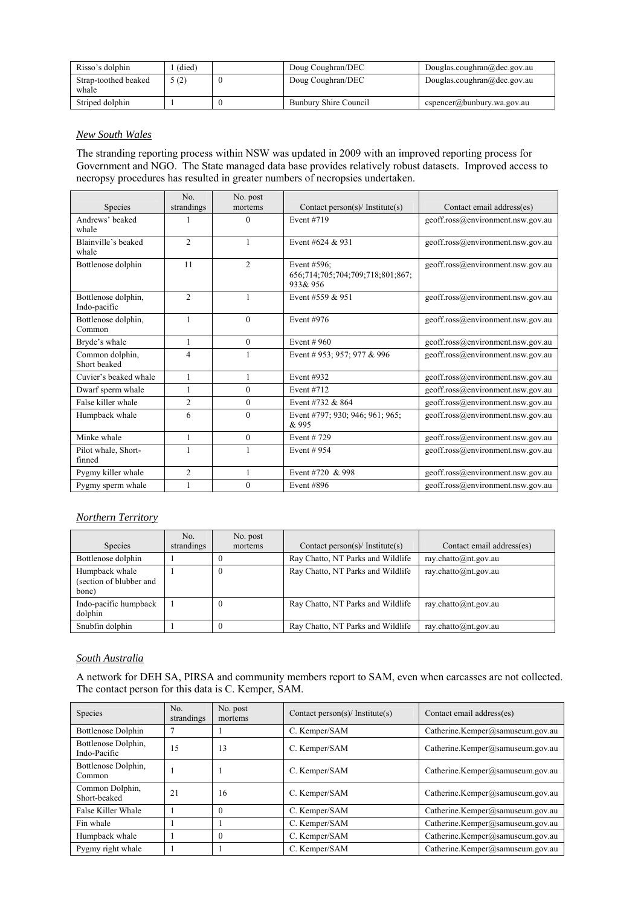| Risso's dolphin | 1 (died) | | Doug Coughran/DEC | Douglas.coughran@dec.gov.au |
|---|---|---|---|---|
| Strap-toothed beaked whale | 5 (2) | 0 | Doug Coughran/DEC | Douglas.coughran@dec.gov.au |
| Striped dolphin | 1 | 0 | Bunbury Shire Council | cspencer@bunbury.wa.gov.au |

### *New South Wales*

The stranding reporting process within NSW was updated in 2009 with an improved reporting process for Government and NGO. The State managed data base provides relatively robust datasets. Improved access to necropsy procedures has resulted in greater numbers of necropsies undertaken.

| Species | No. strandings | No. post mortems | Contact person(s)/ Institute(s) | Contact email address(es) |
|---|---|---|---|---|
| Andrews' beaked whale | 1 | 0 | Event #719 | geoff.ross@environment.nsw.gov.au |
| Blainville's beaked whale | 2 | 1 | Event #624 & 931 | geoff.ross@environment.nsw.gov.au |
| Bottlenose dolphin | 11 | 2 | Event #596; 656;714;705;704;709;718;801;867; 933& 956 | geoff.ross@environment.nsw.gov.au |
| Bottlenose dolphin, Indo-pacific | 2 | 1 | Event #559 & 951 | geoff.ross@environment.nsw.gov.au |
| Bottlenose dolphin, Common | 1 | 0 | Event #976 | geoff.ross@environment.nsw.gov.au |
| Bryde's whale | 1 | 0 | Event # 960 | geoff.ross@environment.nsw.gov.au |
| Common dolphin, Short beaked | 4 | 1 | Event # 953; 957; 977 & 996 | geoff.ross@environment.nsw.gov.au |
| Cuvier's beaked whale | 1 | 1 | Event #932 | geoff.ross@environment.nsw.gov.au |
| Dwarf sperm whale | 1 | 0 | Event #712 | geoff.ross@environment.nsw.gov.au |
| False killer whale | 2 | 0 | Event #732 & 864 | geoff.ross@environment.nsw.gov.au |
| Humpback whale | 6 | 0 | Event #797; 930; 946; 961; 965; & 995 | geoff.ross@environment.nsw.gov.au |
| Minke whale | 1 | 0 | Event # 729 | geoff.ross@environment.nsw.gov.au |
| Pilot whale, Short-finned | 1 | 1 | Event # 954 | geoff.ross@environment.nsw.gov.au |
| Pygmy killer whale | 2 | 1 | Event #720 & 998 | geoff.ross@environment.nsw.gov.au |
| Pygmy sperm whale | 1 | 0 | Event #896 | geoff.ross@environment.nsw.gov.au |

### *Northern Territory*

| Species | No. strandings | No. post mortems | Contact person(s)/ Institute(s) | Contact email address(es) |
|---|---|---|---|---|
| Bottlenose dolphin | 1 | 0 | Ray Chatto, NT Parks and Wildlife | ray.chatto@nt.gov.au |
| Humpback whale (section of blubber and bone) | 1 | 0 | Ray Chatto, NT Parks and Wildlife | ray.chatto@nt.gov.au |
| Indo-pacific humpback dolphin | 1 | 0 | Ray Chatto, NT Parks and Wildlife | ray.chatto@nt.gov.au |
| Snubfin dolphin | 1 | 0 | Ray Chatto, NT Parks and Wildlife | ray.chatto@nt.gov.au |

### *South Australia*

A network for DEH SA, PIRSA and community members report to SAM, even when carcasses are not collected. The contact person for this data is C. Kemper, SAM.

| Species | No. strandings | No. post mortems | Contact person(s)/ Institute(s) | Contact email address(es) |
|---|---|---|---|---|
| Bottlenose Dolphin | 7 | 1 | C. Kemper/SAM | Catherine.Kemper@samuseum.gov.au |
| Bottlenose Dolphin, Indo-Pacific | 15 | 13 | C. Kemper/SAM | Catherine.Kemper@samuseum.gov.au |
| Bottlenose Dolphin, Common | 1 | 1 | C. Kemper/SAM | Catherine.Kemper@samuseum.gov.au |
| Common Dolphin, Short-beaked | 21 | 16 | C. Kemper/SAM | Catherine.Kemper@samuseum.gov.au |
| False Killer Whale | 1 | 0 | C. Kemper/SAM | Catherine.Kemper@samuseum.gov.au |
| Fin whale | 1 | 1 | C. Kemper/SAM | Catherine.Kemper@samuseum.gov.au |
| Humpback whale | 1 | 0 | C. Kemper/SAM | Catherine.Kemper@samuseum.gov.au |
| Pygmy right whale | 1 | 1 | C. Kemper/SAM | Catherine.Kemper@samuseum.gov.au |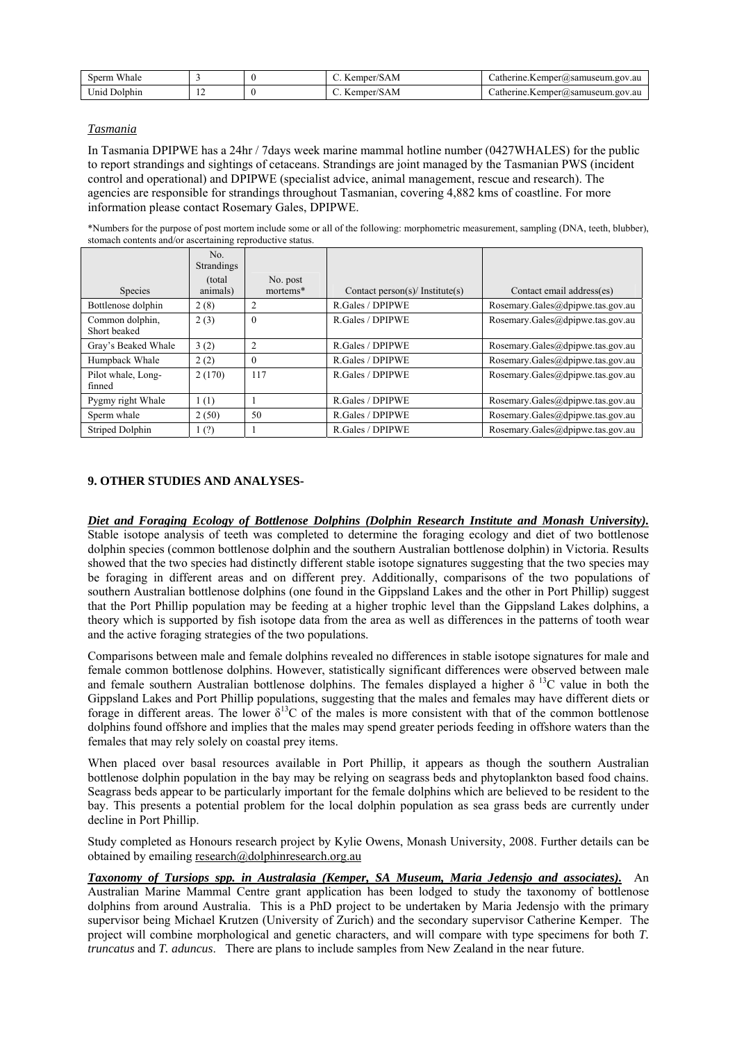| | | | | |
|---|---|---|---|---|
| Sperm Whale | 3 | 0 | C. Kemper/SAM | Catherine.Kemper@samuseum.gov.au |
| Unid Dolphin | 12 | 0 | C. Kemper/SAM | Catherine.Kemper@samuseum.gov.au |

*Tasmania*

In Tasmania DPIPWE has a 24hr / 7days week marine mammal hotline number (0427WHALES) for the public to report strandings and sightings of cetaceans. Strandings are joint managed by the Tasmanian PWS (incident control and operational) and DPIPWE (specialist advice, animal management, rescue and research). The agencies are responsible for strandings throughout Tasmanian, covering 4,882 kms of coastline. For more information please contact Rosemary Gales, DPIPWE.

*Numbers for the purpose of post mortem include some or all of the following: morphometric measurement, sampling (DNA, teeth, blubber), stomach contents and/or ascertaining reproductive status.

| Species | No. Strandings (total animals) | No. post mortems* | Contact person(s)/ Institute(s) | Contact email address(es) |
|---|---|---|---|---|
| Bottlenose dolphin | 2 (8) | 2 | R.Gales / DPIPWE | Rosemary.Gales@dpipwe.tas.gov.au |
| Common dolphin, Short beaked | 2 (3) | 0 | R.Gales / DPIPWE | Rosemary.Gales@dpipwe.tas.gov.au |
| Gray's Beaked Whale | 3 (2) | 2 | R.Gales / DPIPWE | Rosemary.Gales@dpipwe.tas.gov.au |
| Humpback Whale | 2 (2) | 0 | R.Gales / DPIPWE | Rosemary.Gales@dpipwe.tas.gov.au |
| Pilot whale, Long-finned | 2 (170) | 117 | R.Gales / DPIPWE | Rosemary.Gales@dpipwe.tas.gov.au |
| Pygmy right Whale | 1 (1) | 1 | R.Gales / DPIPWE | Rosemary.Gales@dpipwe.tas.gov.au |
| Sperm whale | 2 (50) | 50 | R.Gales / DPIPWE | Rosemary.Gales@dpipwe.tas.gov.au |
| Striped Dolphin | 1 (?) | 1 | R.Gales / DPIPWE | Rosemary.Gales@dpipwe.tas.gov.au |

## 9. OTHER STUDIES AND ANALYSES-

***Diet and Foraging Ecology of Bottlenose Dolphins (Dolphin Research Institute and Monash University).*** Stable isotope analysis of teeth was completed to determine the foraging ecology and diet of two bottlenose dolphin species (common bottlenose dolphin and the southern Australian bottlenose dolphin) in Victoria. Results showed that the two species had distinctly different stable isotope signatures suggesting that the two species may be foraging in different areas and on different prey. Additionally, comparisons of the two populations of southern Australian bottlenose dolphins (one found in the Gippsland Lakes and the other in Port Phillip) suggest that the Port Phillip population may be feeding at a higher trophic level than the Gippsland Lakes dolphins, a theory which is supported by fish isotope data from the area as well as differences in the patterns of tooth wear and the active foraging strategies of the two populations.

Comparisons between male and female dolphins revealed no differences in stable isotope signatures for male and female common bottlenose dolphins. However, statistically significant differences were observed between male and female southern Australian bottlenose dolphins. The females displayed a higher $\delta^{13}C$ value in both the Gippsland Lakes and Port Phillip populations, suggesting that the males and females may have different diets or forage in different areas. The lower $\delta^{13}C$ of the males is more consistent with that of the common bottlenose dolphins found offshore and implies that the males may spend greater periods feeding in offshore waters than the females that may rely solely on coastal prey items.

When placed over basal resources available in Port Phillip, it appears as though the southern Australian bottlenose dolphin population in the bay may be relying on seagrass beds and phytoplankton based food chains. Seagrass beds appear to be particularly important for the female dolphins which are believed to be resident to the bay. This presents a potential problem for the local dolphin population as sea grass beds are currently under decline in Port Phillip.

Study completed as Honours research project by Kylie Owens, Monash University, 2008. Further details can be obtained by emailing research@dolphinresearch.org.au

***Taxonomy of Tursiops spp. in Australasia (Kemper, SA Museum, Maria Jedensjo and associates).*** An Australian Marine Mammal Centre grant application has been lodged to study the taxonomy of bottlenose dolphins from around Australia. This is a PhD project to be undertaken by Maria Jedensjo with the primary supervisor being Michael Krutzen (University of Zurich) and the secondary supervisor Catherine Kemper. The project will combine morphological and genetic characters, and will compare with type specimens for both *T. truncatus* and *T. aduncus*. There are plans to include samples from New Zealand in the near future.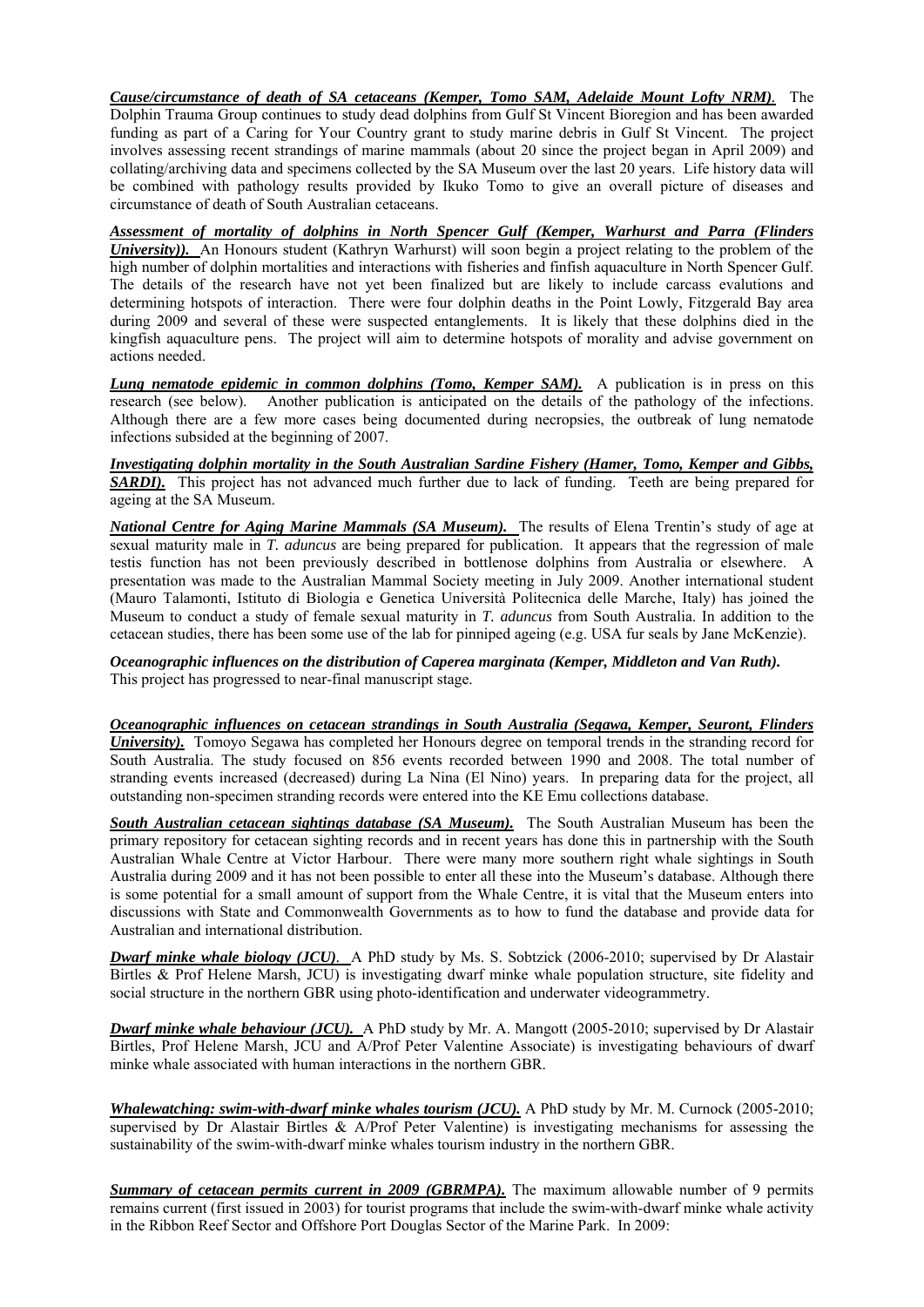***Cause/circumstance of death of SA cetaceans (Kemper, Tomo SAM, Adelaide Mount Lofty NRM).*** The Dolphin Trauma Group continues to study dead dolphins from Gulf St Vincent Bioregion and has been awarded funding as part of a Caring for Your Country grant to study marine debris in Gulf St Vincent. The project involves assessing recent strandings of marine mammals (about 20 since the project began in April 2009) and collating/archiving data and specimens collected by the SA Museum over the last 20 years. Life history data will be combined with pathology results provided by Ikuko Tomo to give an overall picture of diseases and circumstance of death of South Australian cetaceans.

***Assessment of mortality of dolphins in North Spencer Gulf (Kemper, Warhurst and Parra (Flinders University)).*** An Honours student (Kathryn Warhurst) will soon begin a project relating to the problem of the high number of dolphin mortalities and interactions with fisheries and finfish aquaculture in North Spencer Gulf. The details of the research have not yet been finalized but are likely to include carcass evalutions and determining hotspots of interaction. There were four dolphin deaths in the Point Lowly, Fitzgerald Bay area during 2009 and several of these were suspected entanglements. It is likely that these dolphins died in the kingfish aquaculture pens. The project will aim to determine hotspots of morality and advise government on actions needed.

***Lung nematode epidemic in common dolphins (Tomo, Kemper SAM).*** A publication is in press on this research (see below). Another publication is anticipated on the details of the pathology of the infections. Although there are a few more cases being documented during necropsies, the outbreak of lung nematode infections subsided at the beginning of 2007.

***Investigating dolphin mortality in the South Australian Sardine Fishery (Hamer, Tomo, Kemper and Gibbs, SARDI).*** This project has not advanced much further due to lack of funding. Teeth are being prepared for ageing at the SA Museum.

***National Centre for Aging Marine Mammals (SA Museum).*** The results of Elena Trentin's study of age at sexual maturity male in *T. aduncus* are being prepared for publication. It appears that the regression of male testis function has not been previously described in bottlenose dolphins from Australia or elsewhere. A presentation was made to the Australian Mammal Society meeting in July 2009. Another international student (Mauro Talamonti, Istituto di Biologia e Genetica Università Politecnica delle Marche, Italy) has joined the Museum to conduct a study of female sexual maturity in *T. aduncus* from South Australia. In addition to the cetacean studies, there has been some use of the lab for pinniped ageing (e.g. USA fur seals by Jane McKenzie).

***Oceanographic influences on the distribution of Caperea marginata (Kemper, Middleton and Van Ruth).*** This project has progressed to near-final manuscript stage.

***Oceanographic influences on cetacean strandings in South Australia (Segawa, Kemper, Seuront, Flinders University).*** Tomoyo Segawa has completed her Honours degree on temporal trends in the stranding record for South Australia. The study focused on 856 events recorded between 1990 and 2008. The total number of stranding events increased (decreased) during La Nina (El Nino) years. In preparing data for the project, all outstanding non-specimen stranding records were entered into the KE Emu collections database.

***South Australian cetacean sightings database (SA Museum).*** The South Australian Museum has been the primary repository for cetacean sighting records and in recent years has done this in partnership with the South Australian Whale Centre at Victor Harbour. There were many more southern right whale sightings in South Australia during 2009 and it has not been possible to enter all these into the Museum's database. Although there is some potential for a small amount of support from the Whale Centre, it is vital that the Museum enters into discussions with State and Commonwealth Governments as to how to fund the database and provide data for Australian and international distribution.

***Dwarf minke whale biology (JCU).*** A PhD study by Ms. S. Sobtzick (2006-2010; supervised by Dr Alastair Birtles & Prof Helene Marsh, JCU) is investigating dwarf minke whale population structure, site fidelity and social structure in the northern GBR using photo-identification and underwater videogrammetry.

***Dwarf minke whale behaviour (JCU).*** A PhD study by Mr. A. Mangott (2005-2010; supervised by Dr Alastair Birtles, Prof Helene Marsh, JCU and A/Prof Peter Valentine Associate) is investigating behaviours of dwarf minke whale associated with human interactions in the northern GBR.

***Whalewatching: swim-with-dwarf minke whales tourism (JCU).*** A PhD study by Mr. M. Curnock (2005-2010; supervised by Dr Alastair Birtles & A/Prof Peter Valentine) is investigating mechanisms for assessing the sustainability of the swim-with-dwarf minke whales tourism industry in the northern GBR.

***Summary of cetacean permits current in 2009 (GBRMPA).*** The maximum allowable number of 9 permits remains current (first issued in 2003) for tourist programs that include the swim-with-dwarf minke whale activity in the Ribbon Reef Sector and Offshore Port Douglas Sector of the Marine Park. In 2009: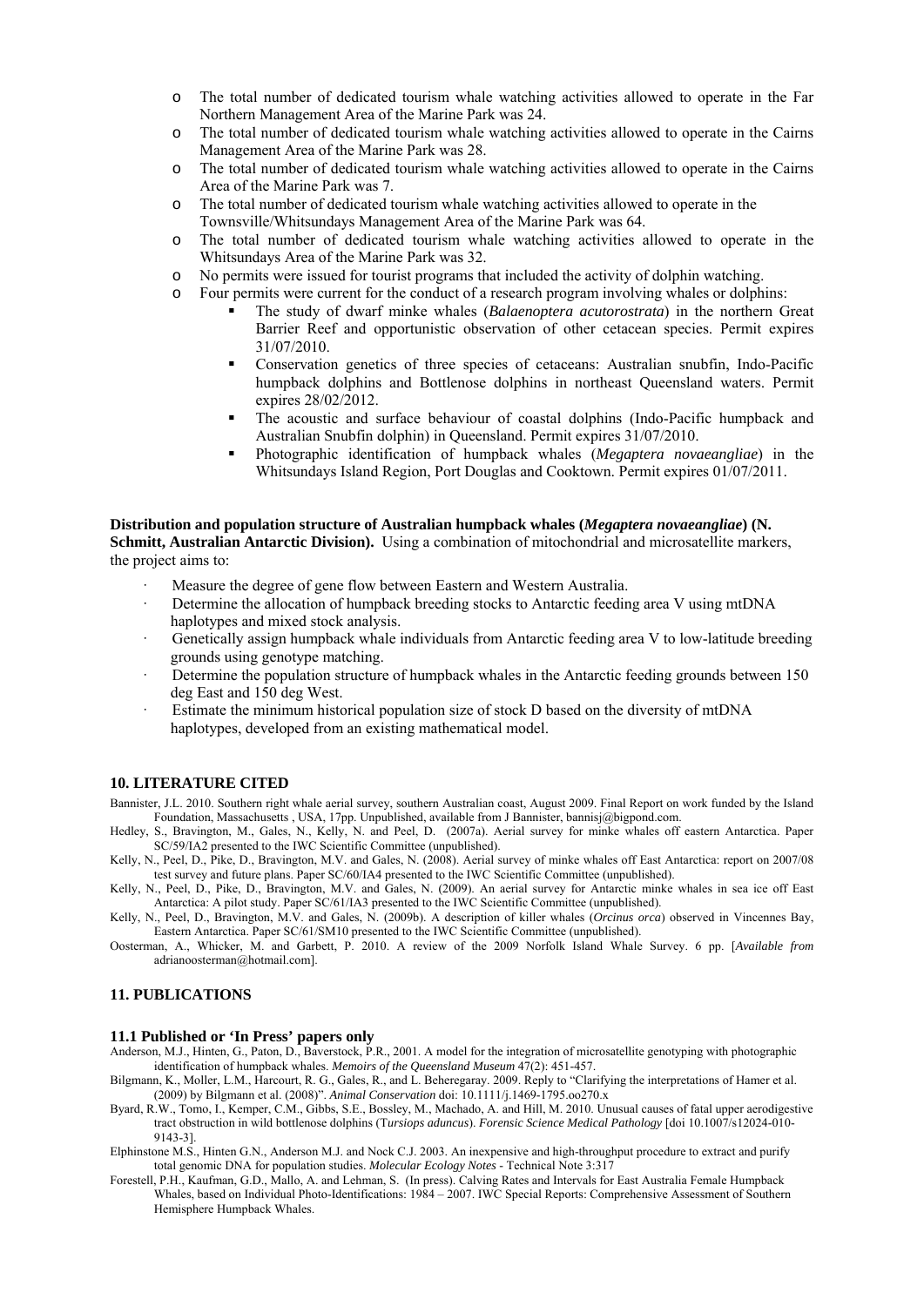- The total number of dedicated tourism whale watching activities allowed to operate in the Far Northern Management Area of the Marine Park was 24.
- The total number of dedicated tourism whale watching activities allowed to operate in the Cairns Management Area of the Marine Park was 28.
- The total number of dedicated tourism whale watching activities allowed to operate in the Cairns Area of the Marine Park was 7.
- The total number of dedicated tourism whale watching activities allowed to operate in the Townsville/Whitsundays Management Area of the Marine Park was 64.
- The total number of dedicated tourism whale watching activities allowed to operate in the Whitsundays Area of the Marine Park was 32.
- No permits were issued for tourist programs that included the activity of dolphin watching.
- Four permits were current for the conduct of a research program involving whales or dolphins:
  - The study of dwarf minke whales (*Balaenoptera acutorostrata*) in the northern Great Barrier Reef and opportunistic observation of other cetacean species. Permit expires 31/07/2010.
  - Conservation genetics of three species of cetaceans: Australian snubfin, Indo-Pacific humpback dolphins and Bottlenose dolphins in northeast Queensland waters. Permit expires 28/02/2012.
  - The acoustic and surface behaviour of coastal dolphins (Indo-Pacific humpback and Australian Snubfin dolphin) in Queensland. Permit expires 31/07/2010.
  - Photographic identification of humpback whales (*Megaptera novaeangliae*) in the Whitsundays Island Region, Port Douglas and Cooktown. Permit expires 01/07/2011.

**Distribution and population structure of Australian humpback whales (*Megaptera novaeangliae*) (N. Schmitt, Australian Antarctic Division).** Using a combination of mitochondrial and microsatellite markers, the project aims to:

- Measure the degree of gene flow between Eastern and Western Australia.
- Determine the allocation of humpback breeding stocks to Antarctic feeding area V using mtDNA haplotypes and mixed stock analysis.
- Genetically assign humpback whale individuals from Antarctic feeding area V to low-latitude breeding grounds using genotype matching.
- Determine the population structure of humpback whales in the Antarctic feeding grounds between 150 deg East and 150 deg West.
- Estimate the minimum historical population size of stock D based on the diversity of mtDNA haplotypes, developed from an existing mathematical model.

## 10. LITERATURE CITED

Bannister, J.L. 2010. Southern right whale aerial survey, southern Australian coast, August 2009. Final Report on work funded by the Island Foundation, Massachusetts , USA, 17pp. Unpublished, available from J Bannister, bannisj@bigpond.com.

Hedley, S., Bravington, M., Gales, N., Kelly, N. and Peel, D. (2007a). Aerial survey for minke whales off eastern Antarctica. Paper SC/59/IA2 presented to the IWC Scientific Committee (unpublished).

Kelly, N., Peel, D., Pike, D., Bravington, M.V. and Gales, N. (2008). Aerial survey of minke whales off East Antarctica: report on 2007/08 test survey and future plans. Paper SC/60/IA4 presented to the IWC Scientific Committee (unpublished).

Kelly, N., Peel, D., Pike, D., Bravington, M.V. and Gales, N. (2009). An aerial survey for Antarctic minke whales in sea ice off East Antarctica: A pilot study. Paper SC/61/IA3 presented to the IWC Scientific Committee (unpublished).

Kelly, N., Peel, D., Bravington, M.V. and Gales, N. (2009b). A description of killer whales (*Orcinus orca*) observed in Vincennes Bay, Eastern Antarctica. Paper SC/61/SM10 presented to the IWC Scientific Committee (unpublished).

Oosterman, A., Whicker, M. and Garbett, P. 2010. A review of the 2009 Norfolk Island Whale Survey. 6 pp. [*Available from* adrianoosterman@hotmail.com].

## 11. PUBLICATIONS

### 11.1 Published or 'In Press' papers only

Anderson, M.J., Hinten, G., Paton, D., Baverstock, P.R., 2001. A model for the integration of microsatellite genotyping with photographic identification of humpback whales. *Memoirs of the Queensland Museum* 47(2): 451-457.

Bilgmann, K., Moller, L.M., Harcourt, R. G., Gales, R., and L. Beheregaray. 2009. Reply to "Clarifying the interpretations of Hamer et al. (2009) by Bilgmann et al. (2008)". *Animal Conservation* doi: 10.1111/j.1469-1795.oo270.x

Byard, R.W., Tomo, I., Kemper, C.M., Gibbs, S.E., Bossley, M., Machado, A. and Hill, M. 2010. Unusual causes of fatal upper aerodigestive tract obstruction in wild bottlenose dolphins (T*ursiops aduncus*). *Forensic Science Medical Pathology* [doi 10.1007/s12024-010-9143-3].

Elphinstone M.S., Hinten G.N., Anderson M.J. and Nock C.J. 2003. An inexpensive and high-throughput procedure to extract and purify total genomic DNA for population studies. *Molecular Ecology Notes* - Technical Note 3:317

Forestell, P.H., Kaufman, G.D., Mallo, A. and Lehman, S. (In press). Calving Rates and Intervals for East Australia Female Humpback Whales, based on Individual Photo-Identifications: 1984 – 2007. IWC Special Reports: Comprehensive Assessment of Southern Hemisphere Humpback Whales.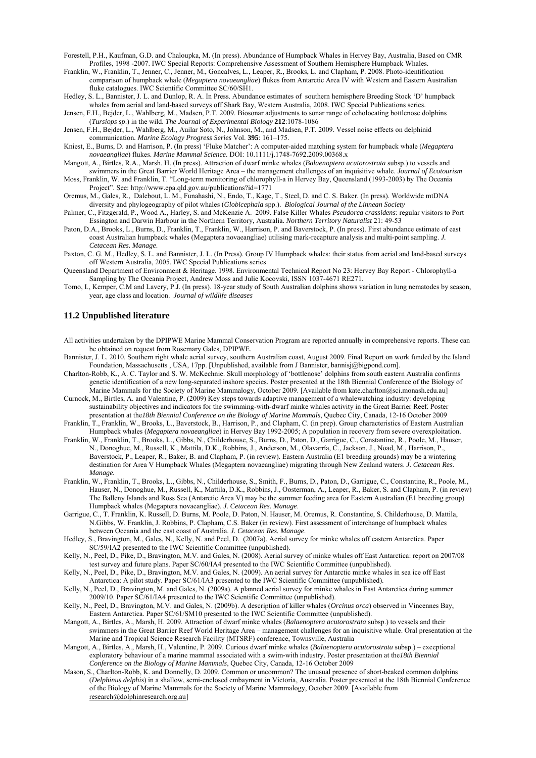Forestell, P.H., Kaufman, G.D. and Chaloupka, M. (In press). Abundance of Humpback Whales in Hervey Bay, Australia, Based on CMR Profiles, 1998 -2007. IWC Special Reports: Comprehensive Assessment of Southern Hemisphere Humpback Whales.

Franklin, W., Franklin, T., Jenner, C., Jenner, M., Goncalves, L., Leaper, R., Brooks, L. and Clapham, P. 2008. Photo-identification comparison of humpback whale (*Megaptera novaeangliae*) flukes from Antarctic Area IV with Western and Eastern Australian fluke catalogues. IWC Scientific Committee SC/60/SH1.

Hedley, S. L., Bannister, J. L. and Dunlop, R. A. In Press. Abundance estimates of southern hemisphere Breeding Stock 'D' humpback whales from aerial and land-based surveys off Shark Bay, Western Australia, 2008. IWC Special Publications series.

Jensen, F.H., Bejder, L., Wahlberg, M., Madsen, P.T. 2009. Biosonar adjustments to sonar range of echolocating bottlenose dolphins (*Tursiops sp*.) in the wild. *The Journal of Experimental Biology* **212**:1078-1086

Jensen, F.H., Bejder, L., Wahlberg, M., Auilar Soto, N., Johnson, M., and Madsen, P.T. 2009. Vessel noise effects on delphinid communication. *Marine Ecology Progress Series* Vol. **395**: 161–175.

Kniest, E., Burns, D. and Harrison, P. (In press) 'Fluke Matcher': A computer-aided matching system for humpback whale (*Megaptera novaeangliae*) flukes. *Marine Mammal Science*. DOI: 10.1111/j.1748-7692.2009.00368.x

Mangott, A., Birtles, R.A., Marsh. H. (In press). Attraction of dwarf minke whales (*Balaenoptera acutorostrata* subsp.) to vessels and swimmers in the Great Barrier World Heritage Area – the management challenges of an inquisitive whale. *Journal of Ecotourism*

Moss, Franklin, W. and Franklin, T. "Long-term monitoring of chlorophyll-a in Hervey Bay, Queensland (1993-2003) by The Oceania Project". See: http://www.epa.qld.gov.au/publications?id=1771

Oremus, M., Gales, R., Dalebout, L. M., Funahashi, N., Endo, T., Kage, T., Steel, D. and C. S. Baker. (In press). Worldwide mtDNA diversity and phylogeography of pilot whales (*Globicephala* spp.). *Biological Journal of the Linnean Society*

Palmer, C., Fitzgerald, P., Wood A., Harley, S. and McKenzie A. 2009. False Killer Whales *Pseudorca crassidens*: regular visitors to Port Essington and Darwin Harbour in the Northern Territory, Australia. *Northern Territory Naturalist* 21: 49-53

Paton, D.A., Brooks, L., Burns, D., Franklin, T., Franklin, W., Harrison, P. and Baverstock, P. (In press). First abundance estimate of east coast Australian humpback whales (Megaptera novaeangliae) utilising mark-recapture analysis and multi-point sampling. *J. Cetacean Res. Manage*.

Paxton, C. G. M., Hedley, S. L. and Bannister, J. L. (In Press). Group IV Humpback whales: their status from aerial and land-based surveys off Western Australia, 2005. IWC Special Publications series

Queensland Department of Environment & Heritage. 1998. Environmental Technical Report No 23: Hervey Bay Report - Chlorophyll-a Sampling by The Oceania Project, Andrew Moss and Julie Kocovski, ISSN 1037-4671 RE271.

Tomo, I., Kemper, C.M and Lavery, P.J. (In press). 18-year study of South Australian dolphins shows variation in lung nematodes by season, year, age class and location. *Journal of wildlife diseases*

## 11.2 Unpublished literature

All activities undertaken by the DPIPWE Marine Mammal Conservation Program are reported annually in comprehensive reports. These can be obtained on request from Rosemary Gales, DPIPWE.

Bannister, J. L. 2010. Southern right whale aerial survey, southern Australian coast, August 2009. Final Report on work funded by the Island Foundation, Massachusetts , USA, 17pp. [Unpublished, available from J Bannister, bannisj@bigpond.com].

Charlton-Robb, K., A. C. Taylor and S. W. McKechnie. Skull morphology of 'bottlenose' dolphins from south eastern Australia confirms genetic identification of a new long-separated inshore species. Poster presented at the 18th Biennial Conference of the Biology of Marine Mammals for the Society of Marine Mammalogy, October 2009. [Available from kate.charlton@sci.monash.edu.au]

Curnock, M., Birtles, A. and Valentine, P. (2009) Key steps towards adaptive management of a whalewatching industry: developing sustainability objectives and indicators for the swimming-with-dwarf minke whales activity in the Great Barrier Reef. Poster presentation at the*18th Biennial Conference on the Biology of Marine Mammals*, Quebec City, Canada, 12-16 October 2009

Franklin, T., Franklin, W., Brooks, L., Baverstock, B., Harrison, P., and Clapham, C. (in prep). Group characteristics of Eastern Australian Humpback whales (*Megaptera novaeangliae*) in Hervey Bay 1992-2005; A population in recovery from severe overexploitation.

Franklin, W., Franklin, T., Brooks, L., Gibbs, N., Childerhouse, S., Burns, D., Paton, D., Garrigue, C., Constantine, R., Poole, M., Hauser, N., Donoghue, M., Russell, K., Mattila, D.K., Robbins, J., Anderson, M., Olavarría, C., Jackson, J., Noad, M., Harrison, P., Baverstock, P., Leaper, R., Baker, B. and Clapham, P. (in review). Eastern Australia (E1 breeding grounds) may be a wintering destination for Area V Humpback Whales (Megaptera novaeangliae) migrating through New Zealand waters. *J. Cetacean Res. Manage.*

Franklin, W., Franklin, T., Brooks, L., Gibbs, N., Childerhouse, S., Smith, F., Burns, D., Paton, D., Garrigue, C., Constantine, R., Poole, M., Hauser, N., Donoghue, M., Russell, K., Mattila, D.K., Robbins, J., Oosterman, A., Leaper, R., Baker, S. and Clapham, P. (in review) The Balleny Islands and Ross Sea (Antarctic Area V) may be the summer feeding area for Eastern Australian (E1 breeding group) Humpback whales (Megaptera novaeangliae). *J. Cetacean Res. Manage*.

Garrigue, C., T. Franklin, K. Russell, D. Burns, M. Poole, D. Paton, N. Hauser, M. Oremus, R. Constantine, S. Childerhouse, D. Mattila, N.Gibbs, W. Franklin, J. Robbins, P. Clapham, C.S. Baker (in review). First assessment of interchange of humpback whales between Oceania and the east coast of Australia. *J. Cetacean Res. Manage*.

Hedley, S., Bravington, M., Gales, N., Kelly, N. and Peel, D. (2007a). Aerial survey for minke whales off eastern Antarctica. Paper SC/59/IA2 presented to the IWC Scientific Committee (unpublished).

Kelly, N., Peel, D., Pike, D., Bravington, M.V. and Gales, N. (2008). Aerial survey of minke whales off East Antarctica: report on 2007/08 test survey and future plans. Paper SC/60/IA4 presented to the IWC Scientific Committee (unpublished).

Kelly, N., Peel, D., Pike, D., Bravington, M.V. and Gales, N. (2009). An aerial survey for Antarctic minke whales in sea ice off East Antarctica: A pilot study. Paper SC/61/IA3 presented to the IWC Scientific Committee (unpublished).

Kelly, N., Peel, D., Bravington, M. and Gales, N. (2009a). A planned aerial survey for minke whales in East Antarctica during summer 2009/10. Paper SC/61/IA4 presented to the IWC Scientific Committee (unpublished).

Kelly, N., Peel, D., Bravington, M.V. and Gales, N. (2009b). A description of killer whales (*Orcinus orca*) observed in Vincennes Bay, Eastern Antarctica. Paper SC/61/SM10 presented to the IWC Scientific Committee (unpublished).

Mangott, A., Birtles, A., Marsh, H. 2009. Attraction of dwarf minke whales (*Balaenoptera acutorostrata* subsp.) to vessels and their swimmers in the Great Barrier Reef World Heritage Area – management challenges for an inquisitive whale. Oral presentation at the Marine and Tropical Science Research Facility (MTSRF) conference, Townsville, Australia

Mangott, A., Birtles, A., Marsh, H., Valentine, P. 2009. Curious dwarf minke whales (*Balaenoptera acutorostrata* subsp.) – exceptional exploratory behaviour of a marine mammal associated with a swim-with industry. Poster presentation at the*18th Biennial Conference on the Biology of Marine Mammals*, Quebec City, Canada, 12-16 October 2009

Mason, S., Charlton-Robb, K. and Donnelly, D. 2009. Common or uncommon? The unusual presence of short-beaked common dolphins (*Delphinus delphis*) in a shallow, semi-enclosed embayment in Victoria, Australia. Poster presented at the 18th Biennial Conference of the Biology of Marine Mammals for the Society of Marine Mammalogy, October 2009. [Available from research@dolphinresearch.org.au]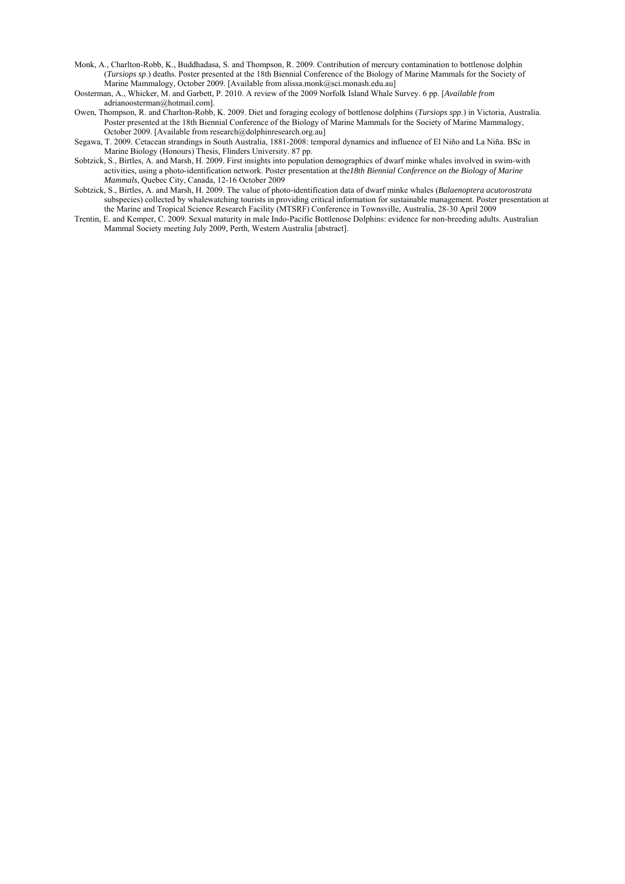Monk, A., Charlton-Robb, K., Buddhadasa, S. and Thompson, R. 2009. Contribution of mercury contamination to bottlenose dolphin (*Tursiops sp*.) deaths. Poster presented at the 18th Biennial Conference of the Biology of Marine Mammals for the Society of Marine Mammalogy, October 2009. [Available from alissa.monk@sci.monash.edu.au]

Oosterman, A., Whicker, M. and Garbett, P. 2010. A review of the 2009 Norfolk Island Whale Survey. 6 pp. [*Available from* adrianoosterman@hotmail.com].

Owen, Thompson, R. and Charlton-Robb, K. 2009. Diet and foraging ecology of bottlenose dolphins (*Tursiops spp*.) in Victoria, Australia. Poster presented at the 18th Biennial Conference of the Biology of Marine Mammals for the Society of Marine Mammalogy, October 2009. [Available from research@dolphinresearch.org.au]

Segawa, T. 2009. Cetacean strandings in South Australia, 1881-2008: temporal dynamics and influence of El Niño and La Niña. BSc in Marine Biology (Honours) Thesis, Flinders University. 87 pp.

Sobtzick, S., Birtles, A. and Marsh, H. 2009. First insights into population demographics of dwarf minke whales involved in swim-with activities, using a photo-identification network. Poster presentation at the*18th Biennial Conference on the Biology of Marine Mammals*, Quebec City, Canada, 12-16 October 2009

Sobtzick, S., Birtles, A. and Marsh, H. 2009. The value of photo-identification data of dwarf minke whales (*Balaenoptera acutorostrata* subspecies) collected by whalewatching tourists in providing critical information for sustainable management. Poster presentation at the Marine and Tropical Science Research Facility (MTSRF) Conference in Townsville, Australia, 28-30 April 2009

Trentin, E. and Kemper, C. 2009. Sexual maturity in male Indo-Pacific Bottlenose Dolphins: evidence for non-breeding adults. Australian Mammal Society meeting July 2009, Perth, Western Australia [abstract].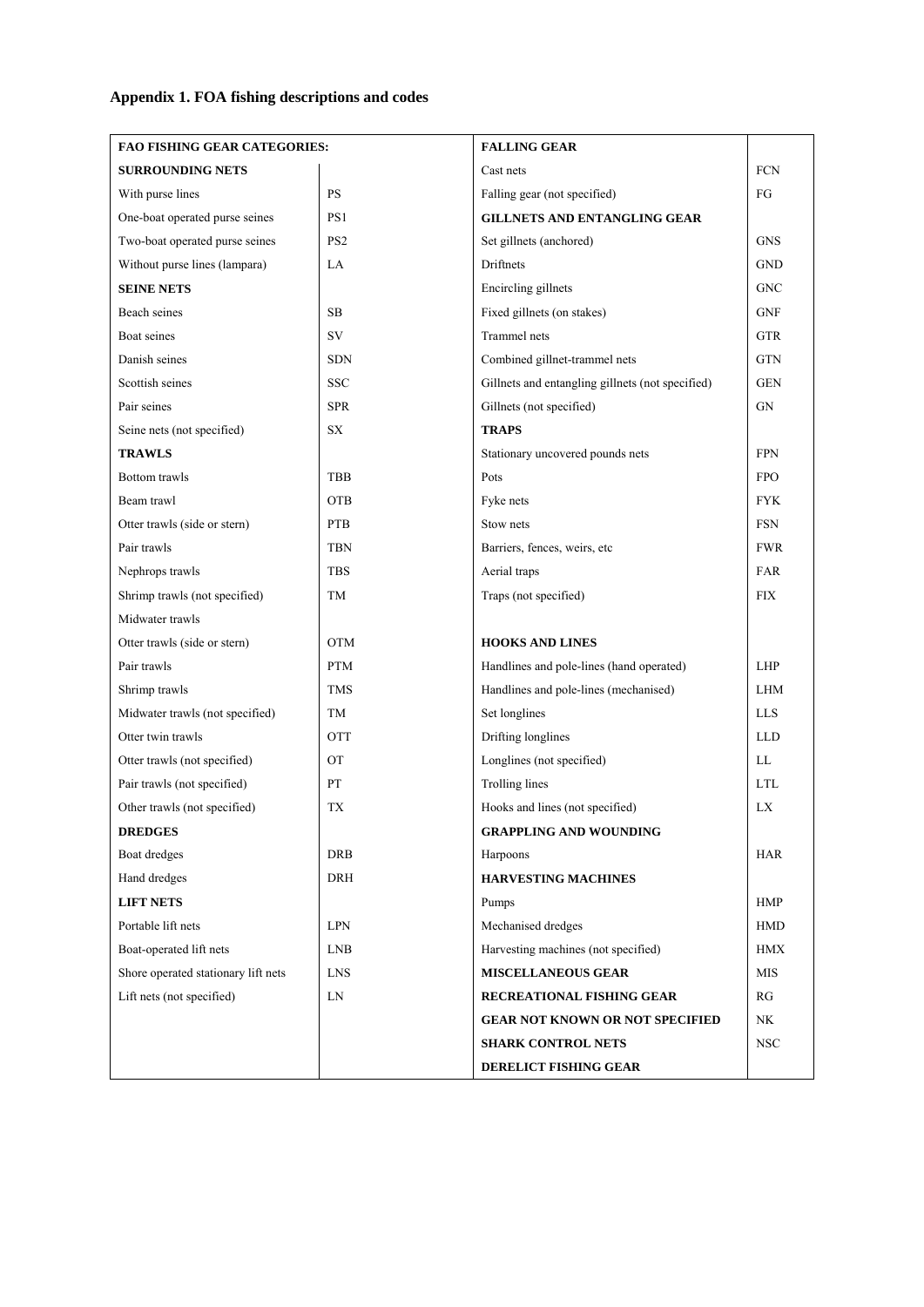## Appendix 1. FOA fishing descriptions and codes

| | | | |
|---|---|---|---|
| **FAO FISHING GEAR CATEGORIES:** | | **FALLING GEAR** | |
| **SURROUNDING NETS** | | Cast nets | FCN |
| With purse lines | PS | Falling gear (not specified) | FG |
| One-boat operated purse seines | PS1 | **GILLNETS AND ENTANGLING GEAR** | |
| Two-boat operated purse seines | PS2 | Set gillnets (anchored) | GNS |
| Without purse lines (lampara) | LA | Driftnets | GND |
| **SEINE NETS** | | Encircling gillnets | GNC |
| Beach seines | SB | Fixed gillnets (on stakes) | GNF |
| Boat seines | SV | Trammel nets | GTR |
| Danish seines | SDN | Combined gillnet-trammel nets | GTN |
| Scottish seines | SSC | Gillnets and entangling gillnets (not specified) | GEN |
| Pair seines | SPR | Gillnets (not specified) | GN |
| Seine nets (not specified) | SX | **TRAPS** | |
| **TRAWLS** | | Stationary uncovered pounds nets | FPN |
| Bottom trawls | TBB | Pots | FPO |
| Beam trawl | OTB | Fyke nets | FYK |
| Otter trawls (side or stern) | PTB | Stow nets | FSN |
| Pair trawls | TBN | Barriers, fences, weirs, etc | FWR |
| Nephrops trawls | TBS | Aerial traps | FAR |
| Shrimp trawls (not specified) | TM | Traps (not specified) | FIX |
| Midwater trawls | | | |
| Otter trawls (side or stern) | OTM | **HOOKS AND LINES** | |
| Pair trawls | PTM | Handlines and pole-lines (hand operated) | LHP |
| Shrimp trawls | TMS | Handlines and pole-lines (mechanised) | LHM |
| Midwater trawls (not specified) | TM | Set longlines | LLS |
| Otter twin trawls | OTT | Drifting longlines | LLD |
| Otter trawls (not specified) | OT | Longlines (not specified) | LL |
| Pair trawls (not specified) | PT | Trolling lines | LTL |
| Other trawls (not specified) | TX | Hooks and lines (not specified) | LX |
| **DREDGES** | | **GRAPPLING AND WOUNDING** | |
| Boat dredges | DRB | Harpoons | HAR |
| Hand dredges | DRH | **HARVESTING MACHINES** | |
| **LIFT NETS** | | Pumps | HMP |
| Portable lift nets | LPN | Mechanised dredges | HMD |
| Boat-operated lift nets | LNB | Harvesting machines (not specified) | HMX |
| Shore operated stationary lift nets | LNS | **MISCELLANEOUS GEAR** | MIS |
| Lift nets (not specified) | LN | **RECREATIONAL FISHING GEAR** | RG |
| | | **GEAR NOT KNOWN OR NOT SPECIFIED** | NK |
| | | **SHARK CONTROL NETS** | NSC |
| | | **DERELICT FISHING GEAR** | |